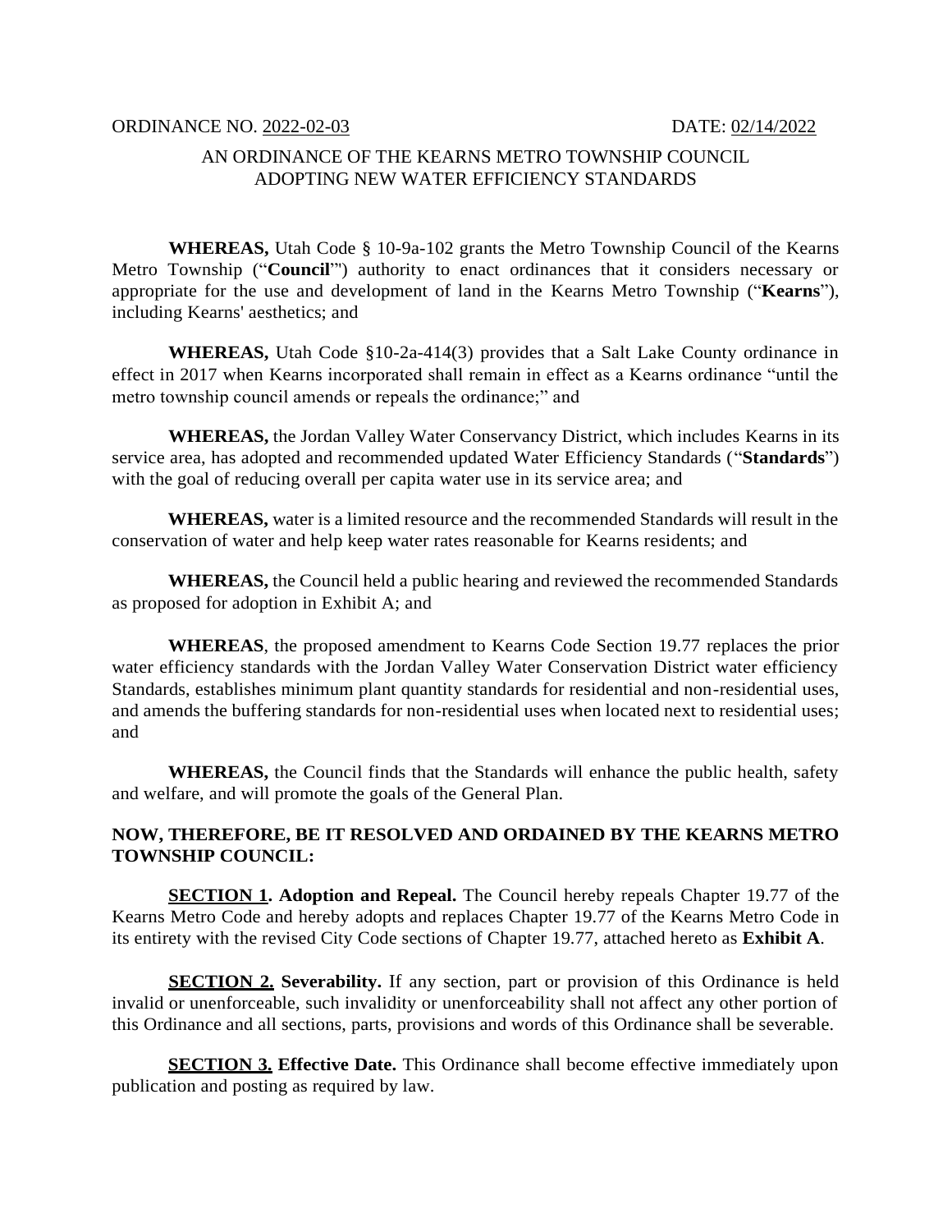ORDINANCE NO. 2022-02-03 DATE: 02/14/2022

AN ORDINANCE OF THE KEARNS METRO TOWNSHIP COUNCIL ADOPTING NEW WATER EFFICIENCY STANDARDS

**WHEREAS,** Utah Code § 10-9a-102 grants the Metro Township Council of the Kearns Metro Township ("**Council**"") authority to enact ordinances that it considers necessary or appropriate for the use and development of land in the Kearns Metro Township ("**Kearns**"), including Kearns' aesthetics; and

**WHEREAS,** Utah Code §10-2a-414(3) provides that a Salt Lake County ordinance in effect in 2017 when Kearns incorporated shall remain in effect as a Kearns ordinance "until the metro township council amends or repeals the ordinance;" and

**WHEREAS,** the Jordan Valley Water Conservancy District, which includes Kearns in its service area, has adopted and recommended updated Water Efficiency Standards ("**Standards**") with the goal of reducing overall per capita water use in its service area; and

**WHEREAS,** water is a limited resource and the recommended Standards will result in the conservation of water and help keep water rates reasonable for Kearns residents; and

**WHEREAS,** the Council held a public hearing and reviewed the recommended Standards as proposed for adoption in Exhibit A; and

**WHEREAS**, the proposed amendment to Kearns Code Section 19.77 replaces the prior water efficiency standards with the Jordan Valley Water Conservation District water efficiency Standards, establishes minimum plant quantity standards for residential and non-residential uses, and amends the buffering standards for non-residential uses when located next to residential uses; and

**WHEREAS,** the Council finds that the Standards will enhance the public health, safety and welfare, and will promote the goals of the General Plan.

**NOW, THEREFORE, BE IT RESOLVED AND ORDAINED BY THE KEARNS METRO TOWNSHIP COUNCIL:**

**SECTION 1. Adoption and Repeal.** The Council hereby repeals Chapter 19.77 of the Kearns Metro Code and hereby adopts and replaces Chapter 19.77 of the Kearns Metro Code in its entirety with the revised City Code sections of Chapter 19.77, attached hereto as **Exhibit A**.

**SECTION 2. Severability.** If any section, part or provision of this Ordinance is held invalid or unenforceable, such invalidity or unenforceability shall not affect any other portion of this Ordinance and all sections, parts, provisions and words of this Ordinance shall be severable.

**SECTION 3. Effective Date.** This Ordinance shall become effective immediately upon publication and posting as required by law.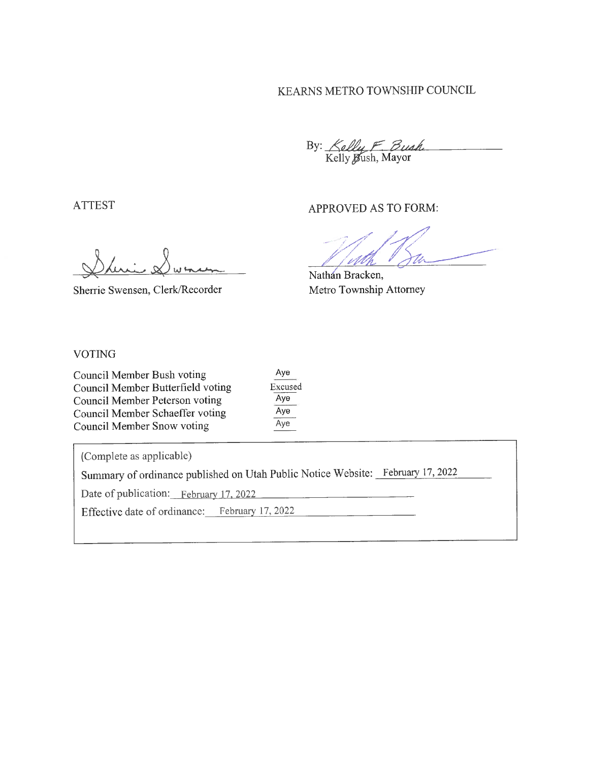KEARNS METRO TOWNSHIP COUNCIL

By: *Kelly F. Bush*
Kelly Bush, Mayor

ATTEST

*Sherrie Swensen*
Sherrie Swensen, Clerk/Recorder

APPROVED AS TO FORM:

*[signature]*
Nathan Bracken,
Metro Township Attorney

VOTING

| | |
|---|---|
| Council Member Bush voting | Aye |
| Council Member Butterfield voting | Excused |
| Council Member Peterson voting | Aye |
| Council Member Schaeffer voting | Aye |
| Council Member Snow voting | Aye |

(Complete as applicable)

Summary of ordinance published on Utah Public Notice Website: February 17, 2022

Date of publication: February 17, 2022

Effective date of ordinance: February 17, 2022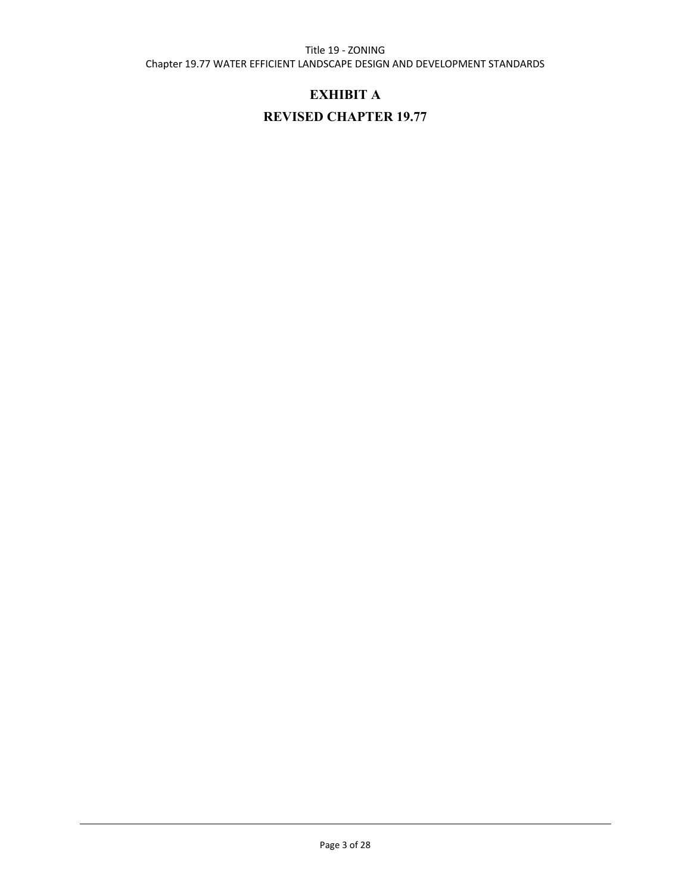# EXHIBIT A

# REVISED CHAPTER 19.77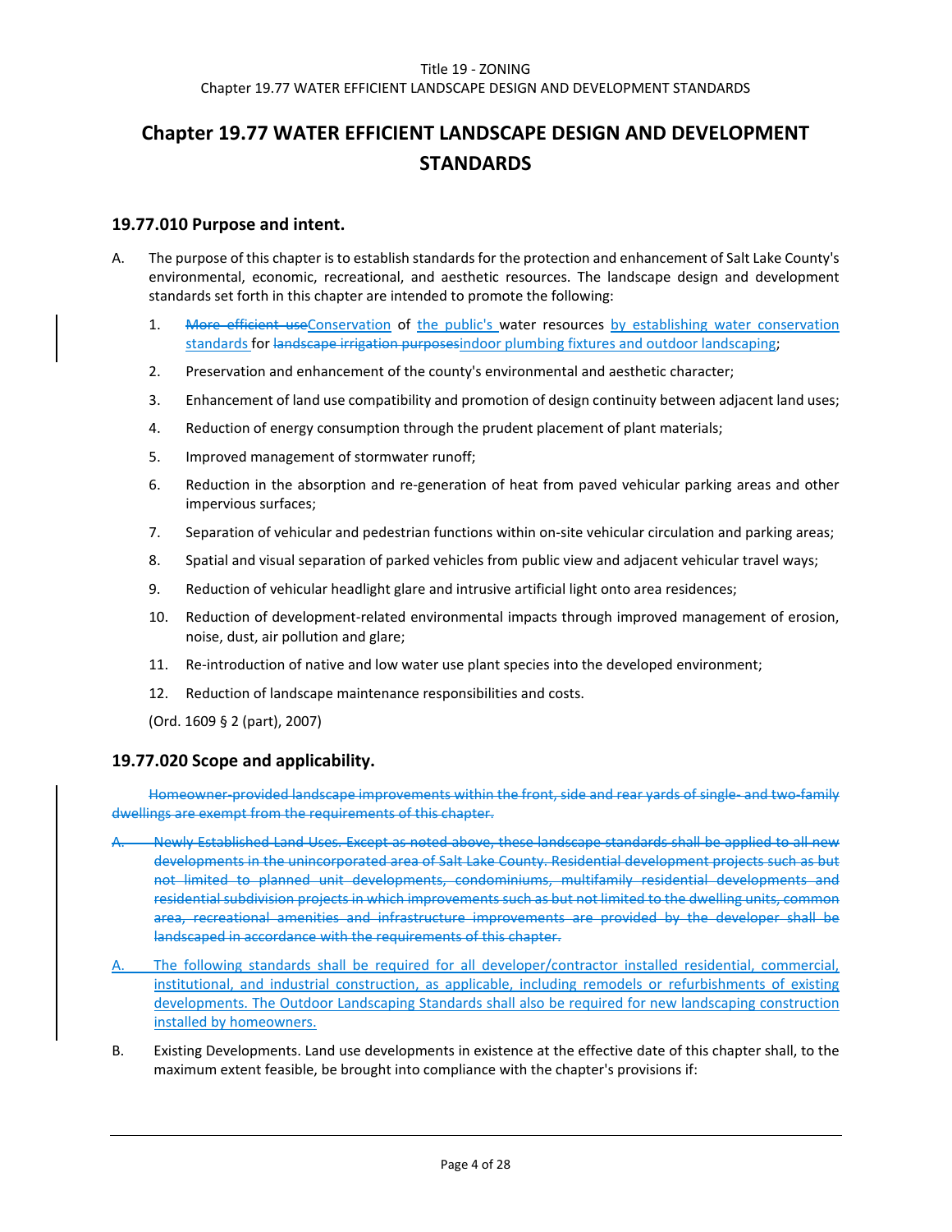# Chapter 19.77 WATER EFFICIENT LANDSCAPE DESIGN AND DEVELOPMENT STANDARDS

## 19.77.010 Purpose and intent.

A. The purpose of this chapter is to establish standards for the protection and enhancement of Salt Lake County's environmental, economic, recreational, and aesthetic resources. The landscape design and development standards set forth in this chapter are intended to promote the following:

1. ~~More efficient use~~Conservation of the public's water resources by establishing water conservation standards for ~~landscape irrigation purposes~~indoor plumbing fixtures and outdoor landscaping;
2. Preservation and enhancement of the county's environmental and aesthetic character;
3. Enhancement of land use compatibility and promotion of design continuity between adjacent land uses;
4. Reduction of energy consumption through the prudent placement of plant materials;
5. Improved management of stormwater runoff;
6. Reduction in the absorption and re-generation of heat from paved vehicular parking areas and other impervious surfaces;
7. Separation of vehicular and pedestrian functions within on-site vehicular circulation and parking areas;
8. Spatial and visual separation of parked vehicles from public view and adjacent vehicular travel ways;
9. Reduction of vehicular headlight glare and intrusive artificial light onto area residences;
10. Reduction of development-related environmental impacts through improved management of erosion, noise, dust, air pollution and glare;
11. Re-introduction of native and low water use plant species into the developed environment;
12. Reduction of landscape maintenance responsibilities and costs.

(Ord. 1609 § 2 (part), 2007)

## 19.77.020 Scope and applicability.

~~Homeowner-provided landscape improvements within the front, side and rear yards of single- and two-family dwellings are exempt from the requirements of this chapter.~~

~~A. Newly Established Land Uses. Except as noted above, these landscape standards shall be applied to all new developments in the unincorporated area of Salt Lake County. Residential development projects such as but not limited to planned unit developments, condominiums, multifamily residential developments and residential subdivision projects in which improvements such as but not limited to the dwelling units, common area, recreational amenities and infrastructure improvements are provided by the developer shall be landscaped in accordance with the requirements of this chapter.~~

A. The following standards shall be required for all developer/contractor installed residential, commercial, institutional, and industrial construction, as applicable, including remodels or refurbishments of existing developments. The Outdoor Landscaping Standards shall also be required for new landscaping construction installed by homeowners.

B. Existing Developments. Land use developments in existence at the effective date of this chapter shall, to the maximum extent feasible, be brought into compliance with the chapter's provisions if: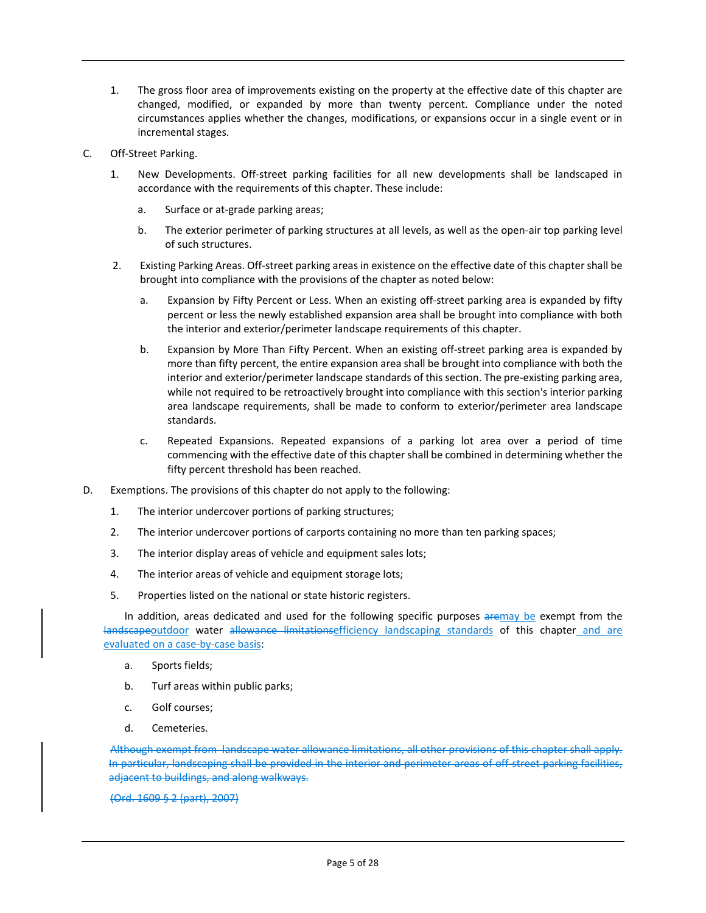1. The gross floor area of improvements existing on the property at the effective date of this chapter are changed, modified, or expanded by more than twenty percent. Compliance under the noted circumstances applies whether the changes, modifications, or expansions occur in a single event or in incremental stages.

C. Off-Street Parking.

1. New Developments. Off-street parking facilities for all new developments shall be landscaped in accordance with the requirements of this chapter. These include:

   a. Surface or at-grade parking areas;

   b. The exterior perimeter of parking structures at all levels, as well as the open-air top parking level of such structures.

2. Existing Parking Areas. Off-street parking areas in existence on the effective date of this chapter shall be brought into compliance with the provisions of the chapter as noted below:

   a. Expansion by Fifty Percent or Less. When an existing off-street parking area is expanded by fifty percent or less the newly established expansion area shall be brought into compliance with both the interior and exterior/perimeter landscape requirements of this chapter.

   b. Expansion by More Than Fifty Percent. When an existing off-street parking area is expanded by more than fifty percent, the entire expansion area shall be brought into compliance with both the interior and exterior/perimeter landscape standards of this section. The pre-existing parking area, while not required to be retroactively brought into compliance with this section's interior parking area landscape requirements, shall be made to conform to exterior/perimeter area landscape standards.

   c. Repeated Expansions. Repeated expansions of a parking lot area over a period of time commencing with the effective date of this chapter shall be combined in determining whether the fifty percent threshold has been reached.

D. Exemptions. The provisions of this chapter do not apply to the following:

1. The interior undercover portions of parking structures;
2. The interior undercover portions of carports containing no more than ten parking spaces;
3. The interior display areas of vehicle and equipment sales lots;
4. The interior areas of vehicle and equipment storage lots;
5. Properties listed on the national or state historic registers.

In addition, areas dedicated and used for the following specific purposes ~~are~~may be exempt from the ~~landscape~~outdoor water ~~allowance limitations~~efficiency landscaping standards of this chapter and are evaluated on a case-by-case basis:

a. Sports fields;

b. Turf areas within public parks;

c. Golf courses;

d. Cemeteries.

~~Although exempt from landscape water allowance limitations, all other provisions of this chapter shall apply. In particular, landscaping shall be provided in the interior and perimeter areas of off-street parking facilities, adjacent to buildings, and along walkways.~~

~~(Ord. 1609 § 2 (part), 2007)~~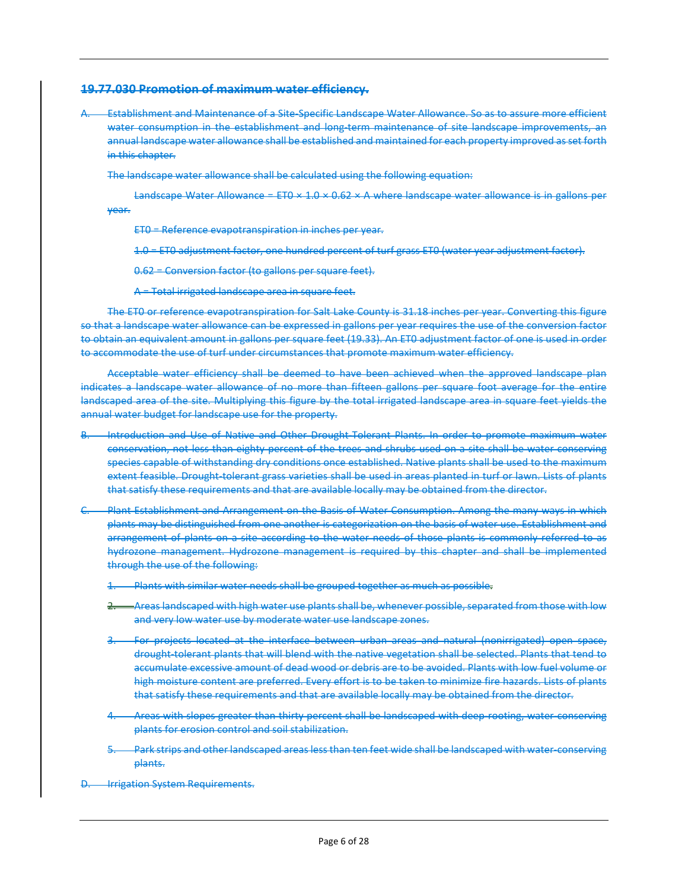**19.77.030 Promotion of maximum water efficiency.**

A. Establishment and Maintenance of a Site-Specific Landscape Water Allowance. So as to assure more efficient water consumption in the establishment and long-term maintenance of site landscape improvements, an annual landscape water allowance shall be established and maintained for each property improved as set forth in this chapter.

The landscape water allowance shall be calculated using the following equation:

Landscape Water Allowance = ET0 × 1.0 × 0.62 × A where landscape water allowance is in gallons per year.

ET0 = Reference evapotranspiration in inches per year.

1.0 = ET0 adjustment factor, one hundred percent of turf grass ET0 (water year adjustment factor).

0.62 = Conversion factor (to gallons per square feet).

A = Total irrigated landscape area in square feet.

The ET0 or reference evapotranspiration for Salt Lake County is 31.18 inches per year. Converting this figure so that a landscape water allowance can be expressed in gallons per year requires the use of the conversion factor to obtain an equivalent amount in gallons per square feet (19.33). An ET0 adjustment factor of one is used in order to accommodate the use of turf under circumstances that promote maximum water efficiency.

Acceptable water efficiency shall be deemed to have been achieved when the approved landscape plan indicates a landscape water allowance of no more than fifteen gallons per square foot average for the entire landscaped area of the site. Multiplying this figure by the total irrigated landscape area in square feet yields the annual water budget for landscape use for the property.

B. Introduction and Use of Native and Other Drought-Tolerant Plants. In order to promote maximum water conservation, not less than eighty percent of the trees and shrubs used on a site shall be water conserving species capable of withstanding dry conditions once established. Native plants shall be used to the maximum extent feasible. Drought-tolerant grass varieties shall be used in areas planted in turf or lawn. Lists of plants that satisfy these requirements and that are available locally may be obtained from the director.

C. Plant Establishment and Arrangement on the Basis of Water Consumption. Among the many ways in which plants may be distinguished from one another is categorization on the basis of water use. Establishment and arrangement of plants on a site according to the water needs of those plants is commonly referred to as hydrozone management. Hydrozone management is required by this chapter and shall be implemented through the use of the following:

1. Plants with similar water needs shall be grouped together as much as possible.
2. Areas landscaped with high water use plants shall be, whenever possible, separated from those with low and very low water use by moderate water use landscape zones.
3. For projects located at the interface between urban areas and natural (nonirrigated) open space, drought-tolerant plants that will blend with the native vegetation shall be selected. Plants that tend to accumulate excessive amount of dead wood or debris are to be avoided. Plants with low fuel volume or high moisture content are preferred. Every effort is to be taken to minimize fire hazards. Lists of plants that satisfy these requirements and that are available locally may be obtained from the director.
4. Areas with slopes greater than thirty percent shall be landscaped with deep-rooting, water-conserving plants for erosion control and soil stabilization.
5. Park strips and other landscaped areas less than ten feet wide shall be landscaped with water-conserving plants.

D. Irrigation System Requirements.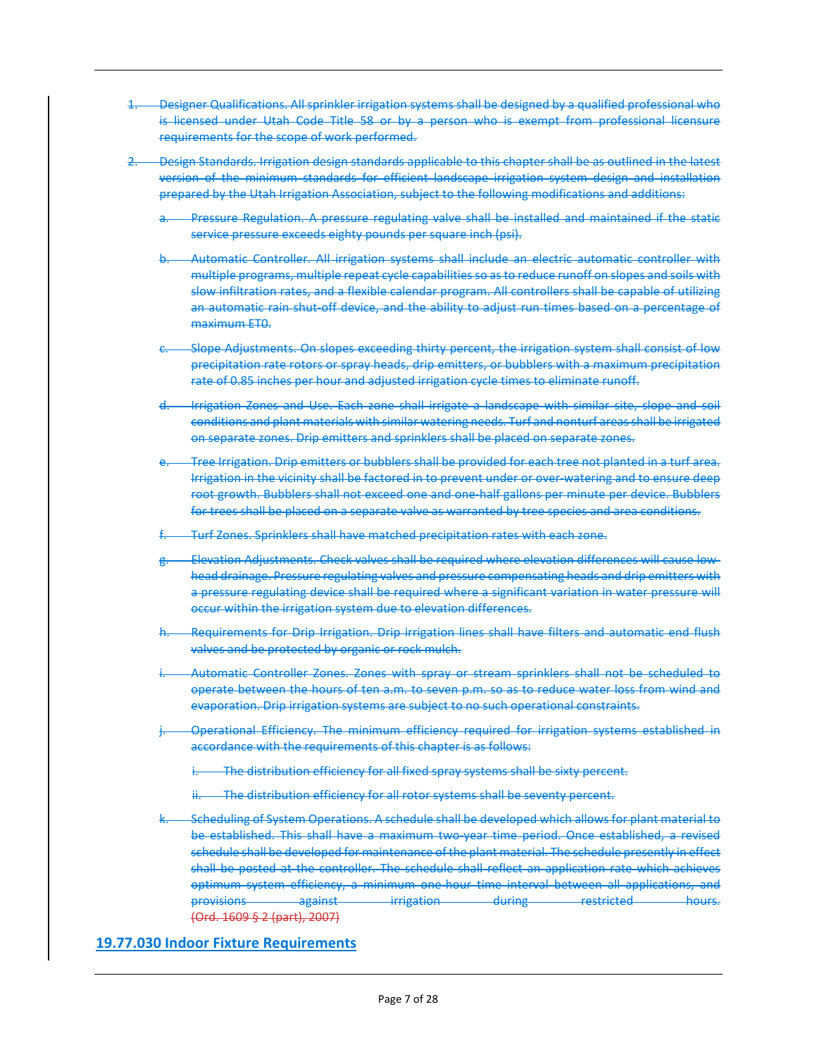1. ~~Designer Qualifications. All sprinkler irrigation systems shall be designed by a qualified professional who is licensed under Utah Code Title 58 or by a person who is exempt from professional licensure requirements for the scope of work performed.~~

2. ~~Design Standards. Irrigation design standards applicable to this chapter shall be as outlined in the latest version of the minimum standards for efficient landscape irrigation system design and installation prepared by the Utah Irrigation Association, subject to the following modifications and additions:~~

   a. ~~Pressure Regulation. A pressure regulating valve shall be installed and maintained if the static service pressure exceeds eighty pounds per square inch (psi).~~

   b. ~~Automatic Controller. All irrigation systems shall include an electric automatic controller with multiple programs, multiple repeat cycle capabilities so as to reduce runoff on slopes and soils with slow infiltration rates, and a flexible calendar program. All controllers shall be capable of utilizing an automatic rain shut-off device, and the ability to adjust run times based on a percentage of maximum ET0.~~

   c. ~~Slope Adjustments. On slopes exceeding thirty percent, the irrigation system shall consist of low precipitation rate rotors or spray heads, drip emitters, or bubblers with a maximum precipitation rate of 0.85 inches per hour and adjusted irrigation cycle times to eliminate runoff.~~

   d. ~~Irrigation Zones and Use. Each zone shall irrigate a landscape with similar site, slope and soil conditions and plant materials with similar watering needs. Turf and nonturf areas shall be irrigated on separate zones. Drip emitters and sprinklers shall be placed on separate zones.~~

   e. ~~Tree Irrigation. Drip emitters or bubblers shall be provided for each tree not planted in a turf area. Irrigation in the vicinity shall be factored in to prevent under or over-watering and to ensure deep root growth. Bubblers shall not exceed one and one-half gallons per minute per device. Bubblers for trees shall be placed on a separate valve as warranted by tree species and area conditions.~~

   f. ~~Turf Zones. Sprinklers shall have matched precipitation rates with each zone.~~

   g. ~~Elevation Adjustments. Check valves shall be required where elevation differences will cause low-head drainage. Pressure regulating valves and pressure compensating heads and drip emitters with a pressure regulating device shall be required where a significant variation in water pressure will occur within the irrigation system due to elevation differences.~~

   h. ~~Requirements for Drip Irrigation. Drip irrigation lines shall have filters and automatic end flush valves and be protected by organic or rock mulch.~~

   i. ~~Automatic Controller Zones. Zones with spray or stream sprinklers shall not be scheduled to operate between the hours of ten a.m. to seven p.m. so as to reduce water loss from wind and evaporation. Drip irrigation systems are subject to no such operational constraints.~~

   j. ~~Operational Efficiency. The minimum efficiency required for irrigation systems established in accordance with the requirements of this chapter is as follows:~~

      i. ~~The distribution efficiency for all fixed spray systems shall be sixty percent.~~

      ii. ~~The distribution efficiency for all rotor systems shall be seventy percent.~~

   k. ~~Scheduling of System Operations. A schedule shall be developed which allows for plant material to be established. This shall have a maximum two-year time period. Once established, a revised schedule shall be developed for maintenance of the plant material. The schedule presently in effect shall be posted at the controller. The schedule shall reflect an application rate which achieves optimum system efficiency, a minimum one-hour time interval between all applications, and provisions against irrigation during restricted hours.~~ ~~(Ord. 1609 § 2 (part), 2007)~~

## 19.77.030 Indoor Fixture Requirements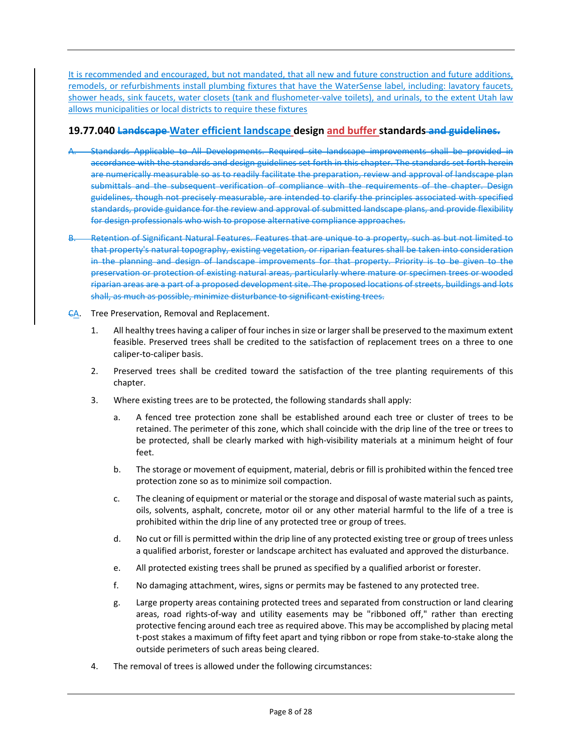It is recommended and encouraged, but not mandated, that all new and future construction and future additions, remodels, or refurbishments install plumbing fixtures that have the WaterSense label, including: lavatory faucets, shower heads, sink faucets, water closets (tank and flushometer-valve toilets), and urinals, to the extent Utah law allows municipalities or local districts to require these fixtures

### 19.77.040 ~~Landscape~~ Water efficient landscape design and buffer standards ~~and guidelines.~~

~~A. Standards Applicable to All Developments. Required site landscape improvements shall be provided in accordance with the standards and design guidelines set forth in this chapter. The standards set forth herein are numerically measurable so as to readily facilitate the preparation, review and approval of landscape plan submittals and the subsequent verification of compliance with the requirements of the chapter. Design guidelines, though not precisely measurable, are intended to clarify the principles associated with specified standards, provide guidance for the review and approval of submitted landscape plans, and provide flexibility for design professionals who wish to propose alternative compliance approaches.~~

~~B. Retention of Significant Natural Features. Features that are unique to a property, such as but not limited to that property's natural topography, existing vegetation, or riparian features shall be taken into consideration in the planning and design of landscape improvements for that property. Priority is to be given to the preservation or protection of existing natural areas, particularly where mature or specimen trees or wooded riparian areas are a part of a proposed development site. The proposed locations of streets, buildings and lots shall, as much as possible, minimize disturbance to significant existing trees.~~

~~C~~A. Tree Preservation, Removal and Replacement.

1. All healthy trees having a caliper of four inches in size or larger shall be preserved to the maximum extent feasible. Preserved trees shall be credited to the satisfaction of replacement trees on a three to one caliper-to-caliper basis.

2. Preserved trees shall be credited toward the satisfaction of the tree planting requirements of this chapter.

3. Where existing trees are to be protected, the following standards shall apply:

   a. A fenced tree protection zone shall be established around each tree or cluster of trees to be retained. The perimeter of this zone, which shall coincide with the drip line of the tree or trees to be protected, shall be clearly marked with high-visibility materials at a minimum height of four feet.

   b. The storage or movement of equipment, material, debris or fill is prohibited within the fenced tree protection zone so as to minimize soil compaction.

   c. The cleaning of equipment or material or the storage and disposal of waste material such as paints, oils, solvents, asphalt, concrete, motor oil or any other material harmful to the life of a tree is prohibited within the drip line of any protected tree or group of trees.

   d. No cut or fill is permitted within the drip line of any protected existing tree or group of trees unless a qualified arborist, forester or landscape architect has evaluated and approved the disturbance.

   e. All protected existing trees shall be pruned as specified by a qualified arborist or forester.

   f. No damaging attachment, wires, signs or permits may be fastened to any protected tree.

   g. Large property areas containing protected trees and separated from construction or land clearing areas, road rights-of-way and utility easements may be "riboned off," rather than erecting protective fencing around each tree as required above. This may be accomplished by placing metal t-post stakes a maximum of fifty feet apart and tying ribbon or rope from stake-to-stake along the outside perimeters of such areas being cleared.

4. The removal of trees is allowed under the following circumstances: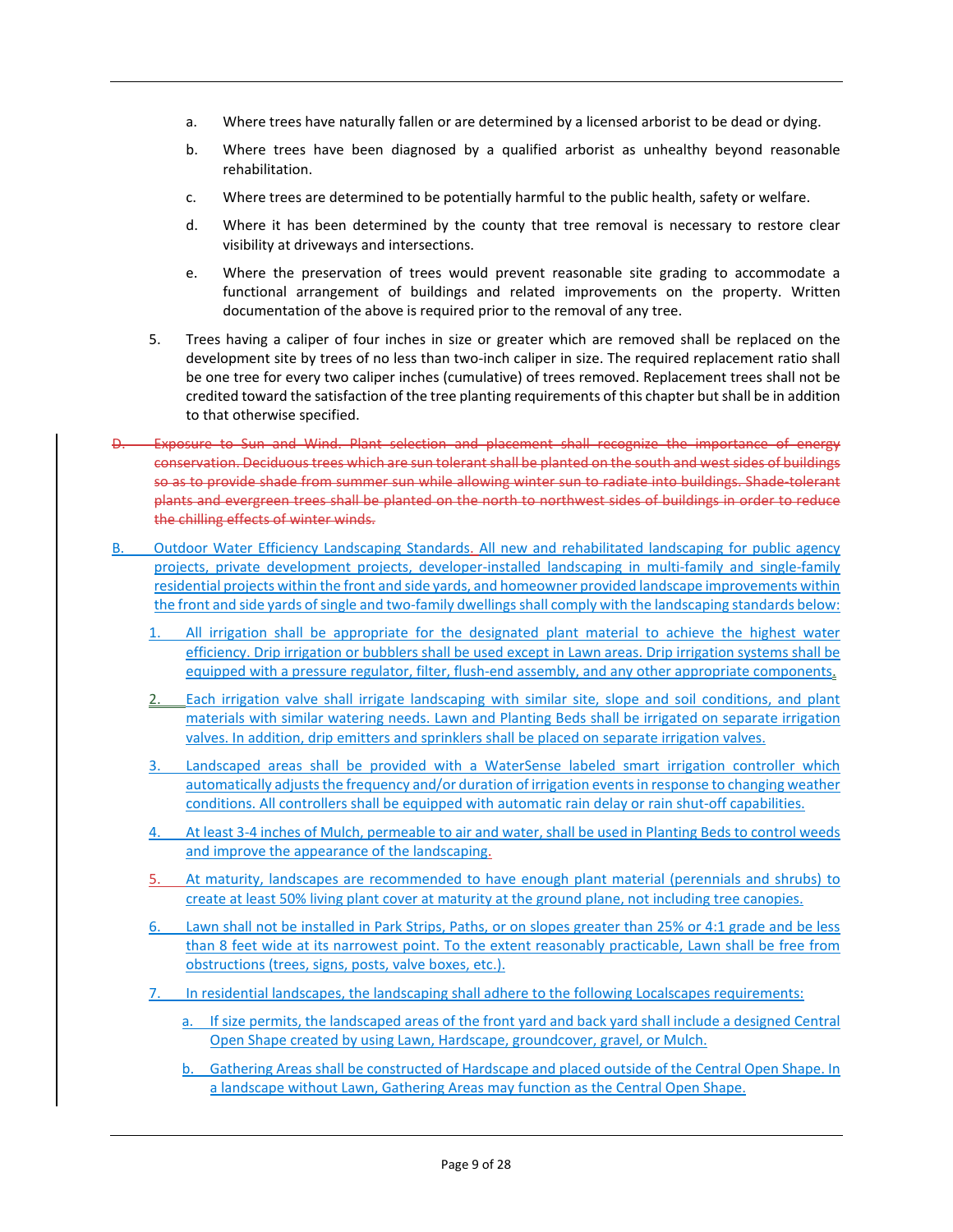a. Where trees have naturally fallen or are determined by a licensed arborist to be dead or dying.

b. Where trees have been diagnosed by a qualified arborist as unhealthy beyond reasonable rehabilitation.

c. Where trees are determined to be potentially harmful to the public health, safety or welfare.

d. Where it has been determined by the county that tree removal is necessary to restore clear visibility at driveways and intersections.

e. Where the preservation of trees would prevent reasonable site grading to accommodate a functional arrangement of buildings and related improvements on the property. Written documentation of the above is required prior to the removal of any tree.

5. Trees having a caliper of four inches in size or greater which are removed shall be replaced on the development site by trees of no less than two-inch caliper in size. The required replacement ratio shall be one tree for every two caliper inches (cumulative) of trees removed. Replacement trees shall not be credited toward the satisfaction of the tree planting requirements of this chapter but shall be in addition to that otherwise specified.

~~D. Exposure to Sun and Wind. Plant selection and placement shall recognize the importance of energy conservation. Deciduous trees which are sun tolerant shall be planted on the south and west sides of buildings so as to provide shade from summer sun while allowing winter sun to radiate into buildings. Shade-tolerant plants and evergreen trees shall be planted on the north to northwest sides of buildings in order to reduce the chilling effects of winter winds.~~

B. Outdoor Water Efficiency Landscaping Standards. All new and rehabilitated landscaping for public agency projects, private development projects, developer-installed landscaping in multi-family and single-family residential projects within the front and side yards, and homeowner provided landscape improvements within the front and side yards of single and two-family dwellings shall comply with the landscaping standards below:

1. All irrigation shall be appropriate for the designated plant material to achieve the highest water efficiency. Drip irrigation or bubblers shall be used except in Lawn areas. Drip irrigation systems shall be equipped with a pressure regulator, filter, flush-end assembly, and any other appropriate components.

2. Each irrigation valve shall irrigate landscaping with similar site, slope and soil conditions, and plant materials with similar watering needs. Lawn and Planting Beds shall be irrigated on separate irrigation valves. In addition, drip emitters and sprinklers shall be placed on separate irrigation valves.

3. Landscaped areas shall be provided with a WaterSense labeled smart irrigation controller which automatically adjusts the frequency and/or duration of irrigation events in response to changing weather conditions. All controllers shall be equipped with automatic rain delay or rain shut-off capabilities.

4. At least 3-4 inches of Mulch, permeable to air and water, shall be used in Planting Beds to control weeds and improve the appearance of the landscaping.

5. At maturity, landscapes are recommended to have enough plant material (perennials and shrubs) to create at least 50% living plant cover at maturity at the ground plane, not including tree canopies.

6. Lawn shall not be installed in Park Strips, Paths, or on slopes greater than 25% or 4:1 grade and be less than 8 feet wide at its narrowest point. To the extent reasonably practicable, Lawn shall be free from obstructions (trees, signs, posts, valve boxes, etc.).

7. In residential landscapes, the landscaping shall adhere to the following Localscapes requirements:

   a. If size permits, the landscaped areas of the front yard and back yard shall include a designed Central Open Shape created by using Lawn, Hardscape, groundcover, gravel, or Mulch.

   b. Gathering Areas shall be constructed of Hardscape and placed outside of the Central Open Shape. In a landscape without Lawn, Gathering Areas may function as the Central Open Shape.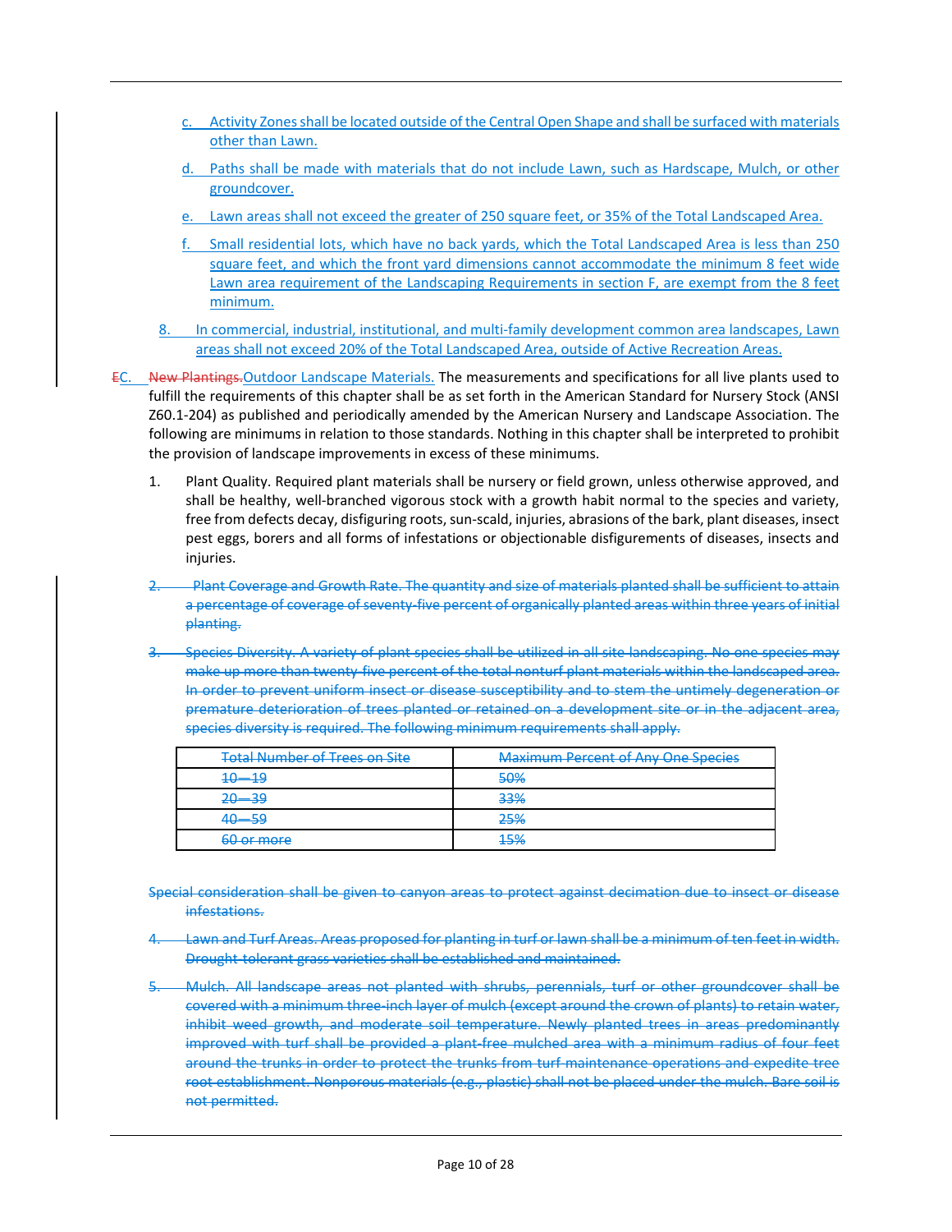c. Activity Zones shall be located outside of the Central Open Shape and shall be surfaced with materials other than Lawn.

d. Paths shall be made with materials that do not include Lawn, such as Hardscape, Mulch, or other groundcover.

e. Lawn areas shall not exceed the greater of 250 square feet, or 35% of the Total Landscaped Area.

f. Small residential lots, which have no back yards, which the Total Landscaped Area is less than 250 square feet, and which the front yard dimensions cannot accommodate the minimum 8 feet wide Lawn area requirement of the Landscaping Requirements in section F, are exempt from the 8 feet minimum.

8. In commercial, industrial, institutional, and multi-family development common area landscapes, Lawn areas shall not exceed 20% of the Total Landscaped Area, outside of Active Recreation Areas.

~~E~~C. ~~New Plantings.~~Outdoor Landscape Materials. The measurements and specifications for all live plants used to fulfill the requirements of this chapter shall be as set forth in the American Standard for Nursery Stock (ANSI Z60.1-204) as published and periodically amended by the American Nursery and Landscape Association. The following are minimums in relation to those standards. Nothing in this chapter shall be interpreted to prohibit the provision of landscape improvements in excess of these minimums.

1. Plant Quality. Required plant materials shall be nursery or field grown, unless otherwise approved, and shall be healthy, well-branched vigorous stock with a growth habit normal to the species and variety, free from defects decay, disfiguring roots, sun-scald, injuries, abrasions of the bark, plant diseases, insect pest eggs, borers and all forms of infestations or objectionable disfigurements of diseases, insects and injuries.

~~2. Plant Coverage and Growth Rate. The quantity and size of materials planted shall be sufficient to attain a percentage of coverage of seventy-five percent of organically planted areas within three years of initial planting.~~

~~3. Species Diversity. A variety of plant species shall be utilized in all site landscaping. No one species may make up more than twenty-five percent of the total nonturf plant materials within the landscaped area. In order to prevent uniform insect or disease susceptibility and to stem the untimely degeneration or premature deterioration of trees planted or retained on a development site or in the adjacent area, species diversity is required. The following minimum requirements shall apply.~~

| ~~Total Number of Trees on Site~~ | ~~Maximum Percent of Any One Species~~ |
|---|---|
| ~~10—19~~ | ~~50%~~ |
| ~~20—39~~ | ~~33%~~ |
| ~~40—59~~ | ~~25%~~ |
| ~~60 or more~~ | ~~15%~~ |

~~Special consideration shall be given to canyon areas to protect against decimation due to insect or disease infestations.~~

~~4. Lawn and Turf Areas. Areas proposed for planting in turf or lawn shall be a minimum of ten feet in width. Drought-tolerant grass varieties shall be established and maintained.~~

~~5. Mulch. All landscape areas not planted with shrubs, perennials, turf or other groundcover shall be covered with a minimum three-inch layer of mulch (except around the crown of plants) to retain water, inhibit weed growth, and moderate soil temperature. Newly planted trees in areas predominantly improved with turf shall be provided a plant-free mulched area with a minimum radius of four feet around the trunks in order to protect the trunks from turf maintenance operations and expedite tree root establishment. Nonporous materials (e.g., plastic) shall not be placed under the mulch. Bare soil is not permitted.~~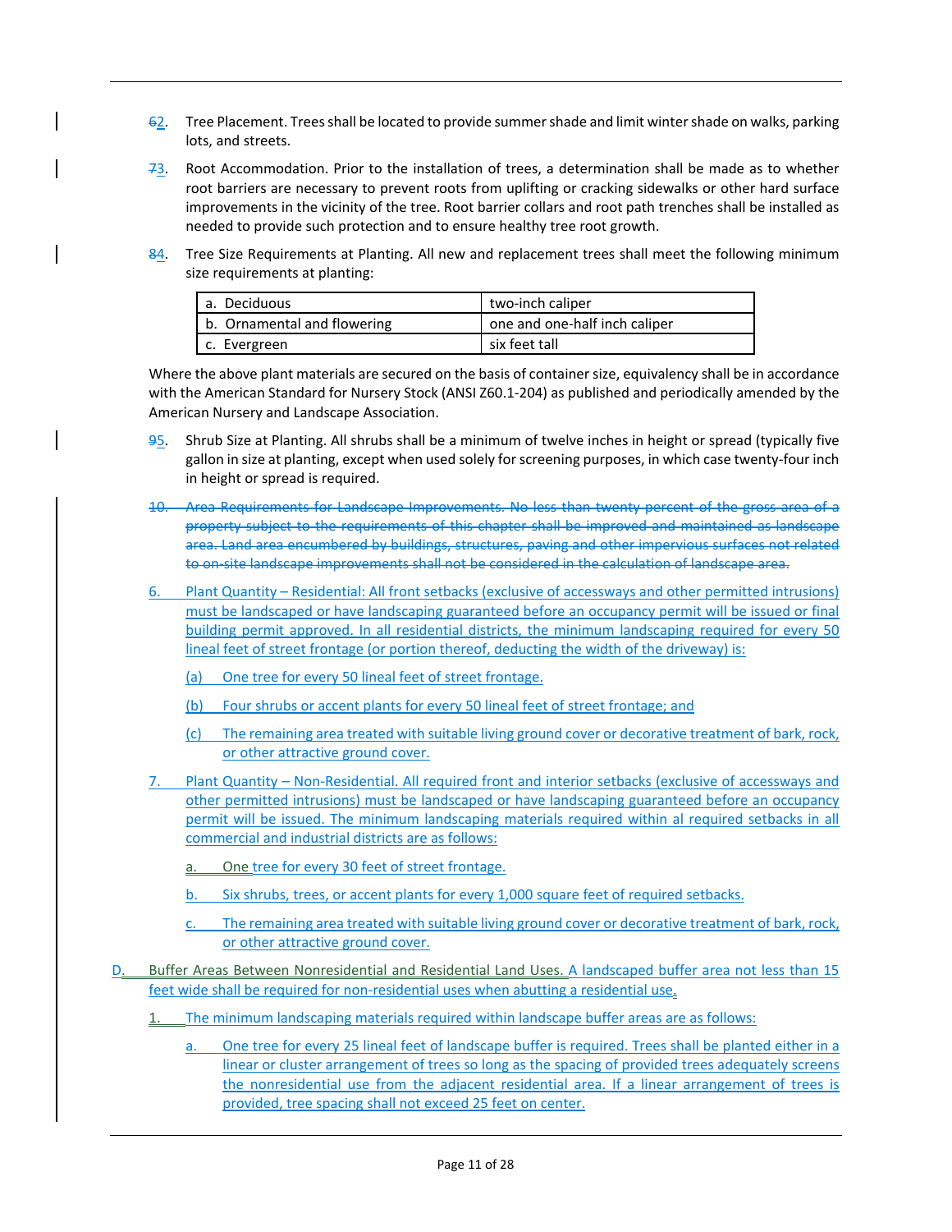62. Tree Placement. Trees shall be located to provide summer shade and limit winter shade on walks, parking lots, and streets.

73. Root Accommodation. Prior to the installation of trees, a determination shall be made as to whether root barriers are necessary to prevent roots from uplifting or cracking sidewalks or other hard surface improvements in the vicinity of the tree. Root barrier collars and root path trenches shall be installed as needed to provide such protection and to ensure healthy tree root growth.

84. Tree Size Requirements at Planting. All new and replacement trees shall meet the following minimum size requirements at planting:

| | |
|---|---|
| a. Deciduous | two-inch caliper |
| b. Ornamental and flowering | one and one-half inch caliper |
| c. Evergreen | six feet tall |

Where the above plant materials are secured on the basis of container size, equivalency shall be in accordance with the American Standard for Nursery Stock (ANSI Z60.1-204) as published and periodically amended by the American Nursery and Landscape Association.

95. Shrub Size at Planting. All shrubs shall be a minimum of twelve inches in height or spread (typically five gallon in size at planting, except when used solely for screening purposes, in which case twenty-four inch in height or spread is required.

~~10. Area Requirements for Landscape Improvements. No less than twenty percent of the gross area of a property subject to the requirements of this chapter shall be improved and maintained as landscape area. Land area encumbered by buildings, structures, paving and other impervious surfaces not related to on-site landscape improvements shall not be considered in the calculation of landscape area.~~

6. Plant Quantity – Residential: All front setbacks (exclusive of accessways and other permitted intrusions) must be landscaped or have landscaping guaranteed before an occupancy permit will be issued or final building permit approved. In all residential districts, the minimum landscaping required for every 50 lineal feet of street frontage (or portion thereof, deducting the width of the driveway) is:

   (a) One tree for every 50 lineal feet of street frontage.

   (b) Four shrubs or accent plants for every 50 lineal feet of street frontage; and

   (c) The remaining area treated with suitable living ground cover or decorative treatment of bark, rock, or other attractive ground cover.

7. Plant Quantity – Non-Residential. All required front and interior setbacks (exclusive of accessways and other permitted intrusions) must be landscaped or have landscaping guaranteed before an occupancy permit will be issued. The minimum landscaping materials required within al required setbacks in all commercial and industrial districts are as follows:

   a. One tree for every 30 feet of street frontage.

   b. Six shrubs, trees, or accent plants for every 1,000 square feet of required setbacks.

   c. The remaining area treated with suitable living ground cover or decorative treatment of bark, rock, or other attractive ground cover.

D. Buffer Areas Between Nonresidential and Residential Land Uses. A landscaped buffer area not less than 15 feet wide shall be required for non-residential uses when abutting a residential use.

   1. The minimum landscaping materials required within landscape buffer areas are as follows:

      a. One tree for every 25 lineal feet of landscape buffer is required. Trees shall be planted either in a linear or cluster arrangement of trees so long as the spacing of provided trees adequately screens the nonresidential use from the adjacent residential area. If a linear arrangement of trees is provided, tree spacing shall not exceed 25 feet on center.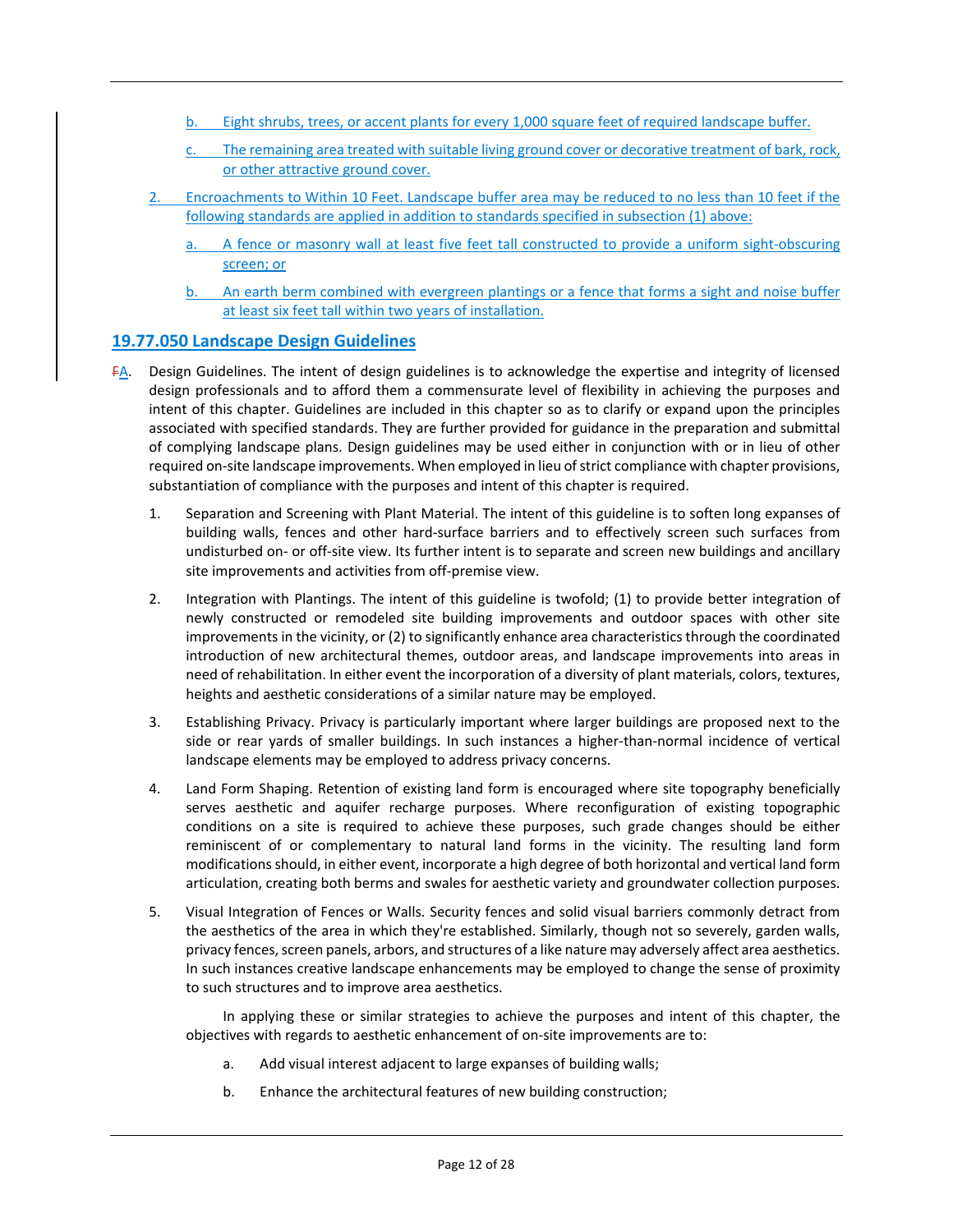b. Eight shrubs, trees, or accent plants for every 1,000 square feet of required landscape buffer.

c. The remaining area treated with suitable living ground cover or decorative treatment of bark, rock, or other attractive ground cover.

2. Encroachments to Within 10 Feet. Landscape buffer area may be reduced to no less than 10 feet if the following standards are applied in addition to standards specified in subsection (1) above:

a. A fence or masonry wall at least five feet tall constructed to provide a uniform sight-obscuring screen; or

b. An earth berm combined with evergreen plantings or a fence that forms a sight and noise buffer at least six feet tall within two years of installation.

## 19.77.050 Landscape Design Guidelines

~~F~~A. Design Guidelines. The intent of design guidelines is to acknowledge the expertise and integrity of licensed design professionals and to afford them a commensurate level of flexibility in achieving the purposes and intent of this chapter. Guidelines are included in this chapter so as to clarify or expand upon the principles associated with specified standards. They are further provided for guidance in the preparation and submittal of complying landscape plans. Design guidelines may be used either in conjunction with or in lieu of other required on-site landscape improvements. When employed in lieu of strict compliance with chapter provisions, substantiation of compliance with the purposes and intent of this chapter is required.

1. Separation and Screening with Plant Material. The intent of this guideline is to soften long expanses of building walls, fences and other hard-surface barriers and to effectively screen such surfaces from undisturbed on- or off-site view. Its further intent is to separate and screen new buildings and ancillary site improvements and activities from off-premise view.

2. Integration with Plantings. The intent of this guideline is twofold; (1) to provide better integration of newly constructed or remodeled site building improvements and outdoor spaces with other site improvements in the vicinity, or (2) to significantly enhance area characteristics through the coordinated introduction of new architectural themes, outdoor areas, and landscape improvements into areas in need of rehabilitation. In either event the incorporation of a diversity of plant materials, colors, textures, heights and aesthetic considerations of a similar nature may be employed.

3. Establishing Privacy. Privacy is particularly important where larger buildings are proposed next to the side or rear yards of smaller buildings. In such instances a higher-than-normal incidence of vertical landscape elements may be employed to address privacy concerns.

4. Land Form Shaping. Retention of existing land form is encouraged where site topography beneficially serves aesthetic and aquifer recharge purposes. Where reconfiguration of existing topographic conditions on a site is required to achieve these purposes, such grade changes should be either reminiscent of or complementary to natural land forms in the vicinity. The resulting land form modifications should, in either event, incorporate a high degree of both horizontal and vertical land form articulation, creating both berms and swales for aesthetic variety and groundwater collection purposes.

5. Visual Integration of Fences or Walls. Security fences and solid visual barriers commonly detract from the aesthetics of the area in which they're established. Similarly, though not so severely, garden walls, privacy fences, screen panels, arbors, and structures of a like nature may adversely affect area aesthetics. In such instances creative landscape enhancements may be employed to change the sense of proximity to such structures and to improve area aesthetics.

In applying these or similar strategies to achieve the purposes and intent of this chapter, the objectives with regards to aesthetic enhancement of on-site improvements are to:

a. Add visual interest adjacent to large expanses of building walls;

b. Enhance the architectural features of new building construction;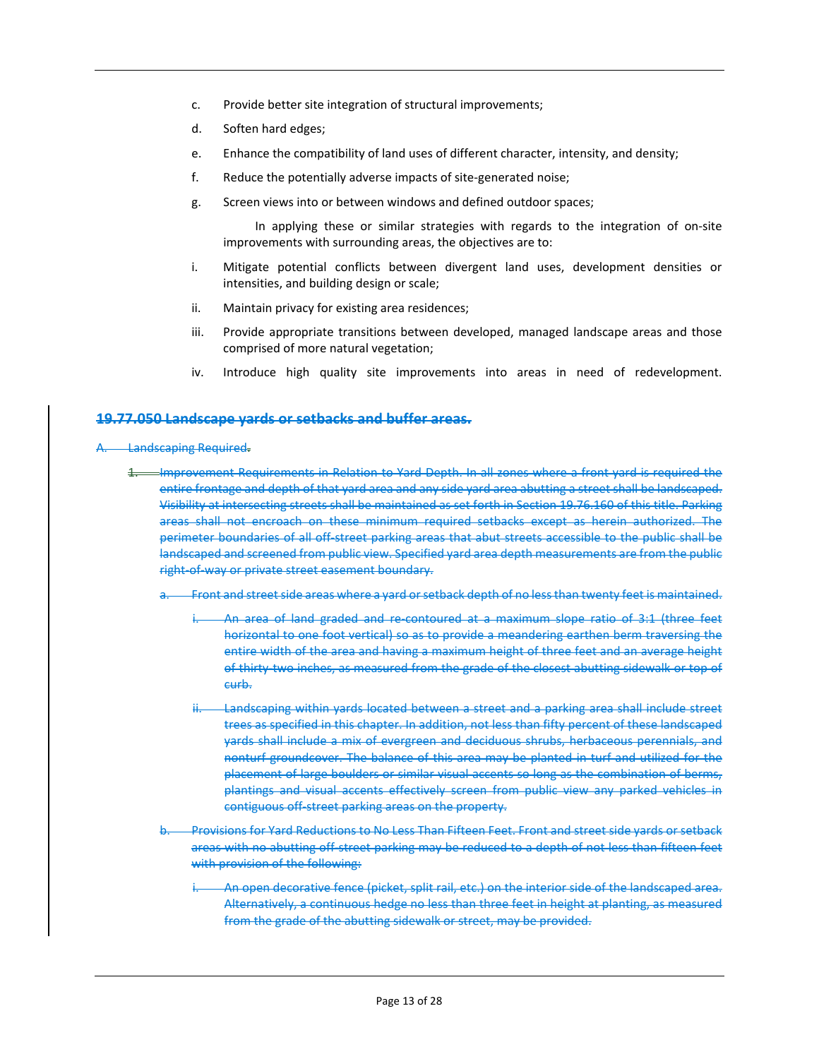c. Provide better site integration of structural improvements;

d. Soften hard edges;

e. Enhance the compatibility of land uses of different character, intensity, and density;

f. Reduce the potentially adverse impacts of site-generated noise;

g. Screen views into or between windows and defined outdoor spaces;

In applying these or similar strategies with regards to the integration of on-site improvements with surrounding areas, the objectives are to:

i. Mitigate potential conflicts between divergent land uses, development densities or intensities, and building design or scale;

ii. Maintain privacy for existing area residences;

iii. Provide appropriate transitions between developed, managed landscape areas and those comprised of more natural vegetation;

iv. Introduce high quality site improvements into areas in need of redevelopment.

## ~~19.77.050 Landscape yards or setbacks and buffer areas.~~

~~A. Landscaping Required.~~

~~1. Improvement Requirements in Relation to Yard Depth. In all zones where a front yard is required the entire frontage and depth of that yard area and any side yard area abutting a street shall be landscaped. Visibility at intersecting streets shall be maintained as set forth in Section 19.76.160 of this title. Parking areas shall not encroach on these minimum required setbacks except as herein authorized. The perimeter boundaries of all off-street parking areas that abut streets accessible to the public shall be landscaped and screened from public view. Specified yard area depth measurements are from the public right-of-way or private street easement boundary.~~

~~a. Front and street side areas where a yard or setback depth of no less than twenty feet is maintained.~~

~~i. An area of land graded and re-contoured at a maximum slope ratio of 3:1 (three feet horizontal to one foot vertical) so as to provide a meandering earthen berm traversing the entire width of the area and having a maximum height of three feet and an average height of thirty-two inches, as measured from the grade of the closest abutting sidewalk or top of curb.~~

~~ii. Landscaping within yards located between a street and a parking area shall include street trees as specified in this chapter. In addition, not less than fifty percent of these landscaped yards shall include a mix of evergreen and deciduous shrubs, herbaceous perennials, and nonturf groundcover. The balance of this area may be planted in turf and utilized for the placement of large boulders or similar visual accents so long as the combination of berms, plantings and visual accents effectively screen from public view any parked vehicles in contiguous off-street parking areas on the property.~~

~~b. Provisions for Yard Reductions to No Less Than Fifteen Feet. Front and street side yards or setback areas with no abutting off-street parking may be reduced to a depth of not less than fifteen feet with provision of the following:~~

~~i. An open decorative fence (picket, split rail, etc.) on the interior side of the landscaped area. Alternatively, a continuous hedge no less than three feet in height at planting, as measured from the grade of the abutting sidewalk or street, may be provided.~~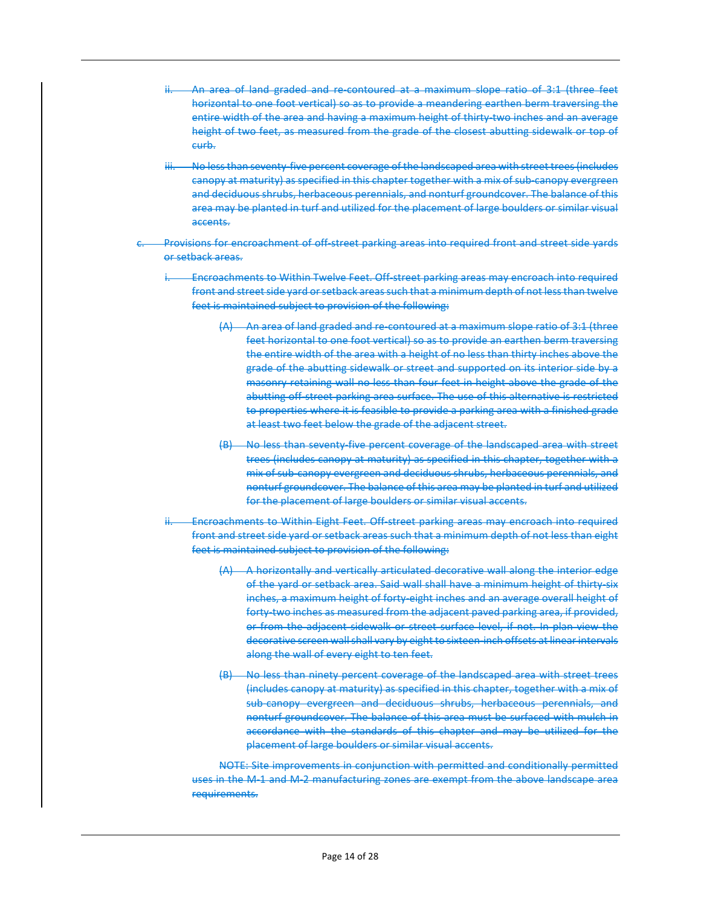ii. ~~An area of land graded and re-contoured at a maximum slope ratio of 3:1 (three feet horizontal to one foot vertical) so as to provide a meandering earthen berm traversing the entire width of the area and having a maximum height of thirty-two inches and an average height of two feet, as measured from the grade of the closest abutting sidewalk or top of curb.~~

iii. ~~No less than seventy-five percent coverage of the landscaped area with street trees (includes canopy at maturity) as specified in this chapter together with a mix of sub-canopy evergreen and deciduous shrubs, herbaceous perennials, and nonturf groundcover. The balance of this area may be planted in turf and utilized for the placement of large boulders or similar visual accents.~~

c. ~~Provisions for encroachment of off-street parking areas into required front and street side yards or setback areas.~~

i. ~~Encroachments to Within Twelve Feet. Off-street parking areas may encroach into required front and street side yard or setback areas such that a minimum depth of not less than twelve feet is maintained subject to provision of the following:~~

(A) ~~An area of land graded and re-contoured at a maximum slope ratio of 3:1 (three feet horizontal to one foot vertical) so as to provide an earthen berm traversing the entire width of the area with a height of no less than thirty inches above the grade of the abutting sidewalk or street and supported on its interior side by a masonry retaining wall no less than four feet in height above the grade of the abutting off-street parking area surface. The use of this alternative is restricted to properties where it is feasible to provide a parking area with a finished grade at least two feet below the grade of the adjacent street.~~

(B) ~~No less than seventy-five percent coverage of the landscaped area with street trees (includes canopy at maturity) as specified in this chapter, together with a mix of sub-canopy evergreen and deciduous shrubs, herbaceous perennials, and nonturf groundcover. The balance of this area may be planted in turf and utilized for the placement of large boulders or similar visual accents.~~

ii. ~~Encroachments to Within Eight Feet. Off-street parking areas may encroach into required front and street side yard or setback areas such that a minimum depth of not less than eight feet is maintained subject to provision of the following:~~

(A) ~~A horizontally and vertically articulated decorative wall along the interior edge of the yard or setback area. Said wall shall have a minimum height of thirty-six inches, a maximum height of forty-eight inches and an average overall height of forty-two inches as measured from the adjacent paved parking area, if provided, or from the adjacent sidewalk or street surface level, if not. In plan view the decorative screen wall shall vary by eight to sixteen-inch offsets at linear intervals along the wall of every eight to ten feet.~~

(B) ~~No less than ninety percent coverage of the landscaped area with street trees (includes canopy at maturity) as specified in this chapter, together with a mix of sub-canopy evergreen and deciduous shrubs, herbaceous perennials, and nonturf groundcover. The balance of this area must be surfaced with mulch in accordance with the standards of this chapter and may be utilized for the placement of large boulders or similar visual accents.~~

~~NOTE: Site improvements in conjunction with permitted and conditionally permitted uses in the M-1 and M-2 manufacturing zones are exempt from the above landscape area requirements.~~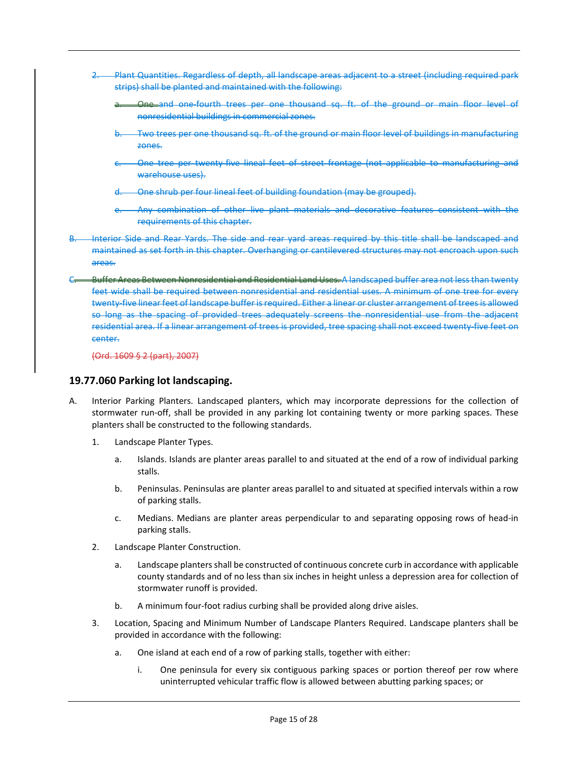2. ~~Plant Quantities. Regardless of depth, all landscape areas adjacent to a street (including required park strips) shall be planted and maintained with the following:~~

   a. ~~One and one-fourth trees per one thousand sq. ft. of the ground or main floor level of nonresidential buildings in commercial zones.~~

   b. ~~Two trees per one thousand sq. ft. of the ground or main floor level of buildings in manufacturing zones.~~

   c. ~~One tree per twenty-five lineal feet of street frontage (not applicable to manufacturing and warehouse uses).~~

   d. ~~One shrub per four lineal feet of building foundation (may be grouped).~~

   e. ~~Any combination of other live plant materials and decorative features consistent with the requirements of this chapter.~~

B. ~~Interior Side and Rear Yards. The side and rear yard areas required by this title shall be landscaped and maintained as set forth in this chapter. Overhanging or cantilevered structures may not encroach upon such areas.~~

C. ~~Buffer Areas Between Nonresidential and Residential Land Uses. A landscaped buffer area not less than twenty feet wide shall be required between nonresidential and residential uses. A minimum of one tree for every twenty-five linear feet of landscape buffer is required. Either a linear or cluster arrangement of trees is allowed so long as the spacing of provided trees adequately screens the nonresidential use from the adjacent residential area. If a linear arrangement of trees is provided, tree spacing shall not exceed twenty-five feet on center.~~

   ~~(Ord. 1609 § 2 (part), 2007)~~

### 19.77.060 Parking lot landscaping.

A. Interior Parking Planters. Landscaped planters, which may incorporate depressions for the collection of stormwater run-off, shall be provided in any parking lot containing twenty or more parking spaces. These planters shall be constructed to the following standards.

   1. Landscape Planter Types.

      a. Islands. Islands are planter areas parallel to and situated at the end of a row of individual parking stalls.

      b. Peninsulas. Peninsulas are planter areas parallel to and situated at specified intervals within a row of parking stalls.

      c. Medians. Medians are planter areas perpendicular to and separating opposing rows of head-in parking stalls.

   2. Landscape Planter Construction.

      a. Landscape planters shall be constructed of continuous concrete curb in accordance with applicable county standards and of no less than six inches in height unless a depression area for collection of stormwater runoff is provided.

      b. A minimum four-foot radius curbing shall be provided along drive aisles.

   3. Location, Spacing and Minimum Number of Landscape Planters Required. Landscape planters shall be provided in accordance with the following:

      a. One island at each end of a row of parking stalls, together with either:

         i. One peninsula for every six contiguous parking spaces or portion thereof per row where uninterrupted vehicular traffic flow is allowed between abutting parking spaces; or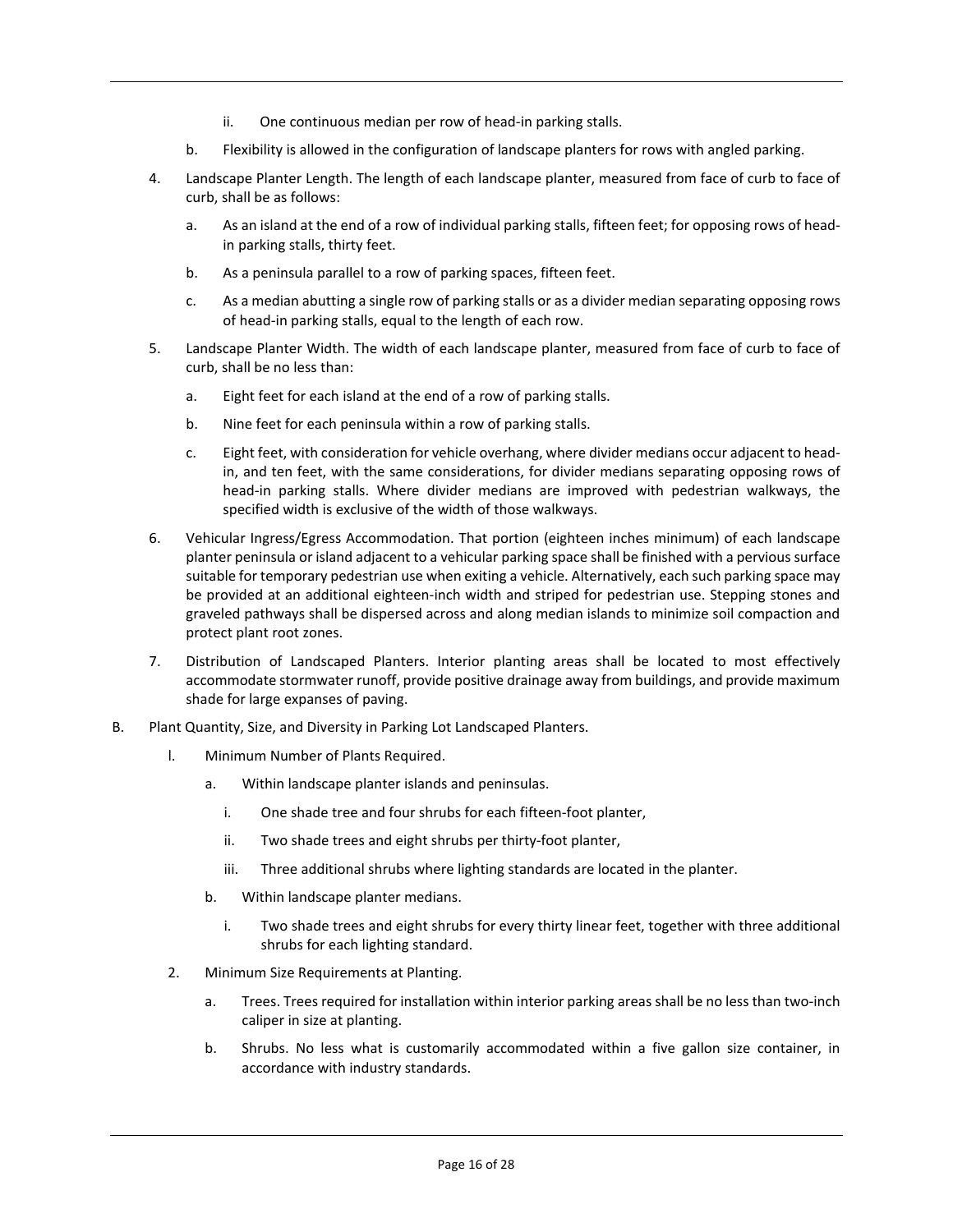ii. One continuous median per row of head-in parking stalls.

b. Flexibility is allowed in the configuration of landscape planters for rows with angled parking.

4. Landscape Planter Length. The length of each landscape planter, measured from face of curb to face of curb, shall be as follows:

   a. As an island at the end of a row of individual parking stalls, fifteen feet; for opposing rows of head-in parking stalls, thirty feet.

   b. As a peninsula parallel to a row of parking spaces, fifteen feet.

   c. As a median abutting a single row of parking stalls or as a divider median separating opposing rows of head-in parking stalls, equal to the length of each row.

5. Landscape Planter Width. The width of each landscape planter, measured from face of curb to face of curb, shall be no less than:

   a. Eight feet for each island at the end of a row of parking stalls.

   b. Nine feet for each peninsula within a row of parking stalls.

   c. Eight feet, with consideration for vehicle overhang, where divider medians occur adjacent to head-in, and ten feet, with the same considerations, for divider medians separating opposing rows of head-in parking stalls. Where divider medians are improved with pedestrian walkways, the specified width is exclusive of the width of those walkways.

6. Vehicular Ingress/Egress Accommodation. That portion (eighteen inches minimum) of each landscape planter peninsula or island adjacent to a vehicular parking space shall be finished with a pervious surface suitable for temporary pedestrian use when exiting a vehicle. Alternatively, each such parking space may be provided at an additional eighteen-inch width and striped for pedestrian use. Stepping stones and graveled pathways shall be dispersed across and along median islands to minimize soil compaction and protect plant root zones.

7. Distribution of Landscaped Planters. Interior planting areas shall be located to most effectively accommodate stormwater runoff, provide positive drainage away from buildings, and provide maximum shade for large expanses of paving.

B. Plant Quantity, Size, and Diversity in Parking Lot Landscaped Planters.

   l. Minimum Number of Plants Required.

      a. Within landscape planter islands and peninsulas.

         i. One shade tree and four shrubs for each fifteen-foot planter,

         ii. Two shade trees and eight shrubs per thirty-foot planter,

         iii. Three additional shrubs where lighting standards are located in the planter.

      b. Within landscape planter medians.

         i. Two shade trees and eight shrubs for every thirty linear feet, together with three additional shrubs for each lighting standard.

   2. Minimum Size Requirements at Planting.

      a. Trees. Trees required for installation within interior parking areas shall be no less than two-inch caliper in size at planting.

      b. Shrubs. No less what is customarily accommodated within a five gallon size container, in accordance with industry standards.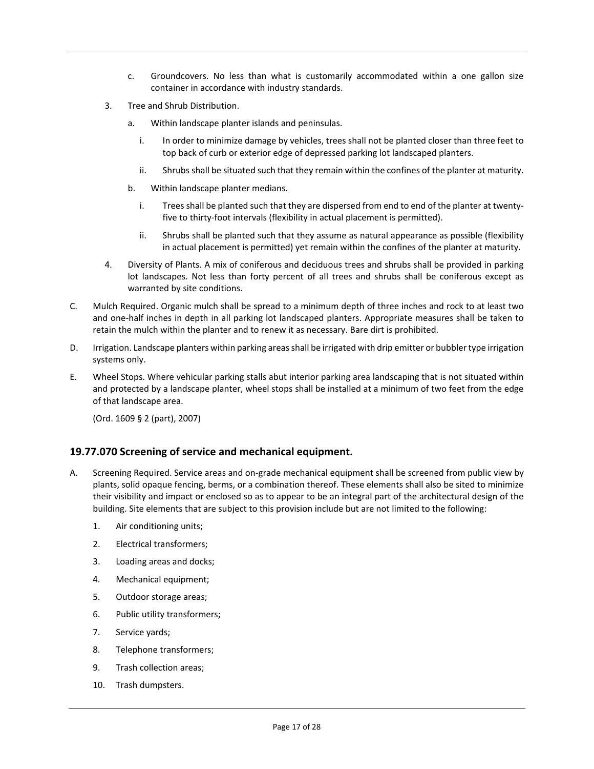c. Groundcovers. No less than what is customarily accommodated within a one gallon size container in accordance with industry standards.

3. Tree and Shrub Distribution.

   a. Within landscape planter islands and peninsulas.

      i. In order to minimize damage by vehicles, trees shall not be planted closer than three feet to top back of curb or exterior edge of depressed parking lot landscaped planters.

      ii. Shrubs shall be situated such that they remain within the confines of the planter at maturity.

   b. Within landscape planter medians.

      i. Trees shall be planted such that they are dispersed from end to end of the planter at twenty-five to thirty-foot intervals (flexibility in actual placement is permitted).

      ii. Shrubs shall be planted such that they assume as natural appearance as possible (flexibility in actual placement is permitted) yet remain within the confines of the planter at maturity.

4. Diversity of Plants. A mix of coniferous and deciduous trees and shrubs shall be provided in parking lot landscapes. Not less than forty percent of all trees and shrubs shall be coniferous except as warranted by site conditions.

C. Mulch Required. Organic mulch shall be spread to a minimum depth of three inches and rock to at least two and one-half inches in depth in all parking lot landscaped planters. Appropriate measures shall be taken to retain the mulch within the planter and to renew it as necessary. Bare dirt is prohibited.

D. Irrigation. Landscape planters within parking areas shall be irrigated with drip emitter or bubbler type irrigation systems only.

E. Wheel Stops. Where vehicular parking stalls abut interior parking area landscaping that is not situated within and protected by a landscape planter, wheel stops shall be installed at a minimum of two feet from the edge of that landscape area.

(Ord. 1609 § 2 (part), 2007)

## 19.77.070 Screening of service and mechanical equipment.

A. Screening Required. Service areas and on-grade mechanical equipment shall be screened from public view by plants, solid opaque fencing, berms, or a combination thereof. These elements shall also be sited to minimize their visibility and impact or enclosed so as to appear to be an integral part of the architectural design of the building. Site elements that are subject to this provision include but are not limited to the following:

1. Air conditioning units;
2. Electrical transformers;
3. Loading areas and docks;
4. Mechanical equipment;
5. Outdoor storage areas;
6. Public utility transformers;
7. Service yards;
8. Telephone transformers;
9. Trash collection areas;
10. Trash dumpsters.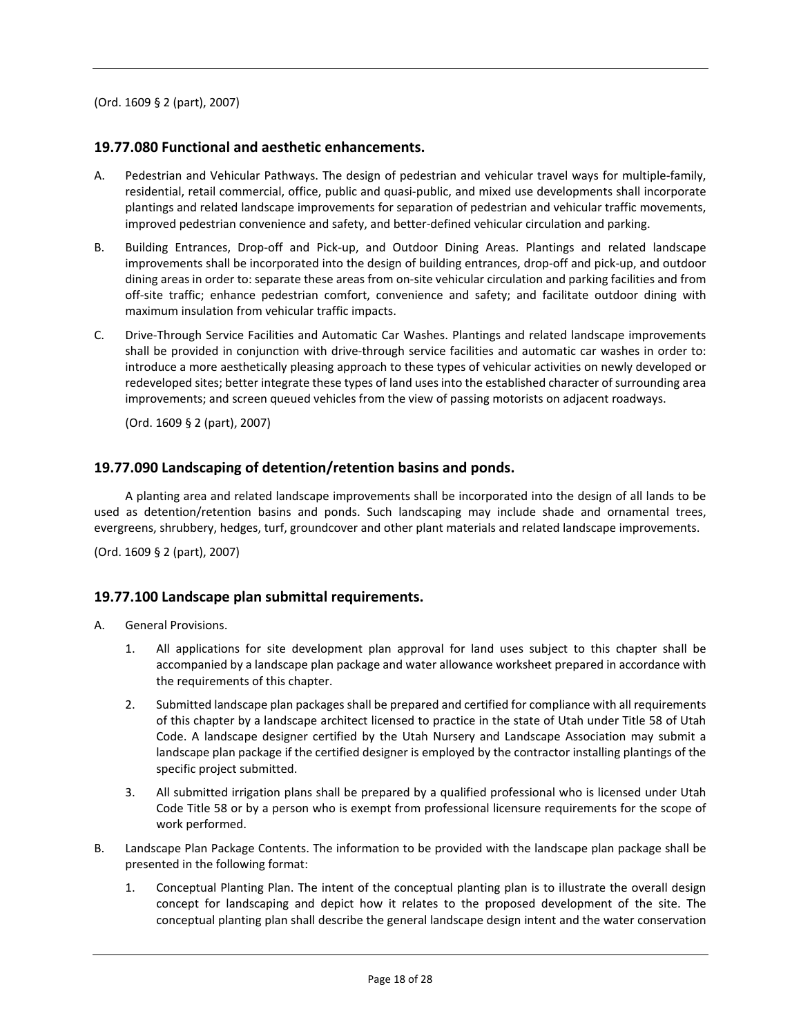(Ord. 1609 § 2 (part), 2007)

## 19.77.080 Functional and aesthetic enhancements.

A. Pedestrian and Vehicular Pathways. The design of pedestrian and vehicular travel ways for multiple-family, residential, retail commercial, office, public and quasi-public, and mixed use developments shall incorporate plantings and related landscape improvements for separation of pedestrian and vehicular traffic movements, improved pedestrian convenience and safety, and better-defined vehicular circulation and parking.

B. Building Entrances, Drop-off and Pick-up, and Outdoor Dining Areas. Plantings and related landscape improvements shall be incorporated into the design of building entrances, drop-off and pick-up, and outdoor dining areas in order to: separate these areas from on-site vehicular circulation and parking facilities and from off-site traffic; enhance pedestrian comfort, convenience and safety; and facilitate outdoor dining with maximum insulation from vehicular traffic impacts.

C. Drive-Through Service Facilities and Automatic Car Washes. Plantings and related landscape improvements shall be provided in conjunction with drive-through service facilities and automatic car washes in order to: introduce a more aesthetically pleasing approach to these types of vehicular activities on newly developed or redeveloped sites; better integrate these types of land uses into the established character of surrounding area improvements; and screen queued vehicles from the view of passing motorists on adjacent roadways.

(Ord. 1609 § 2 (part), 2007)

## 19.77.090 Landscaping of detention/retention basins and ponds.

A planting area and related landscape improvements shall be incorporated into the design of all lands to be used as detention/retention basins and ponds. Such landscaping may include shade and ornamental trees, evergreens, shrubbery, hedges, turf, groundcover and other plant materials and related landscape improvements.

(Ord. 1609 § 2 (part), 2007)

## 19.77.100 Landscape plan submittal requirements.

A. General Provisions.

1. All applications for site development plan approval for land uses subject to this chapter shall be accompanied by a landscape plan package and water allowance worksheet prepared in accordance with the requirements of this chapter.

2. Submitted landscape plan packages shall be prepared and certified for compliance with all requirements of this chapter by a landscape architect licensed to practice in the state of Utah under Title 58 of Utah Code. A landscape designer certified by the Utah Nursery and Landscape Association may submit a landscape plan package if the certified designer is employed by the contractor installing plantings of the specific project submitted.

3. All submitted irrigation plans shall be prepared by a qualified professional who is licensed under Utah Code Title 58 or by a person who is exempt from professional licensure requirements for the scope of work performed.

B. Landscape Plan Package Contents. The information to be provided with the landscape plan package shall be presented in the following format:

1. Conceptual Planting Plan. The intent of the conceptual planting plan is to illustrate the overall design concept for landscaping and depict how it relates to the proposed development of the site. The conceptual planting plan shall describe the general landscape design intent and the water conservation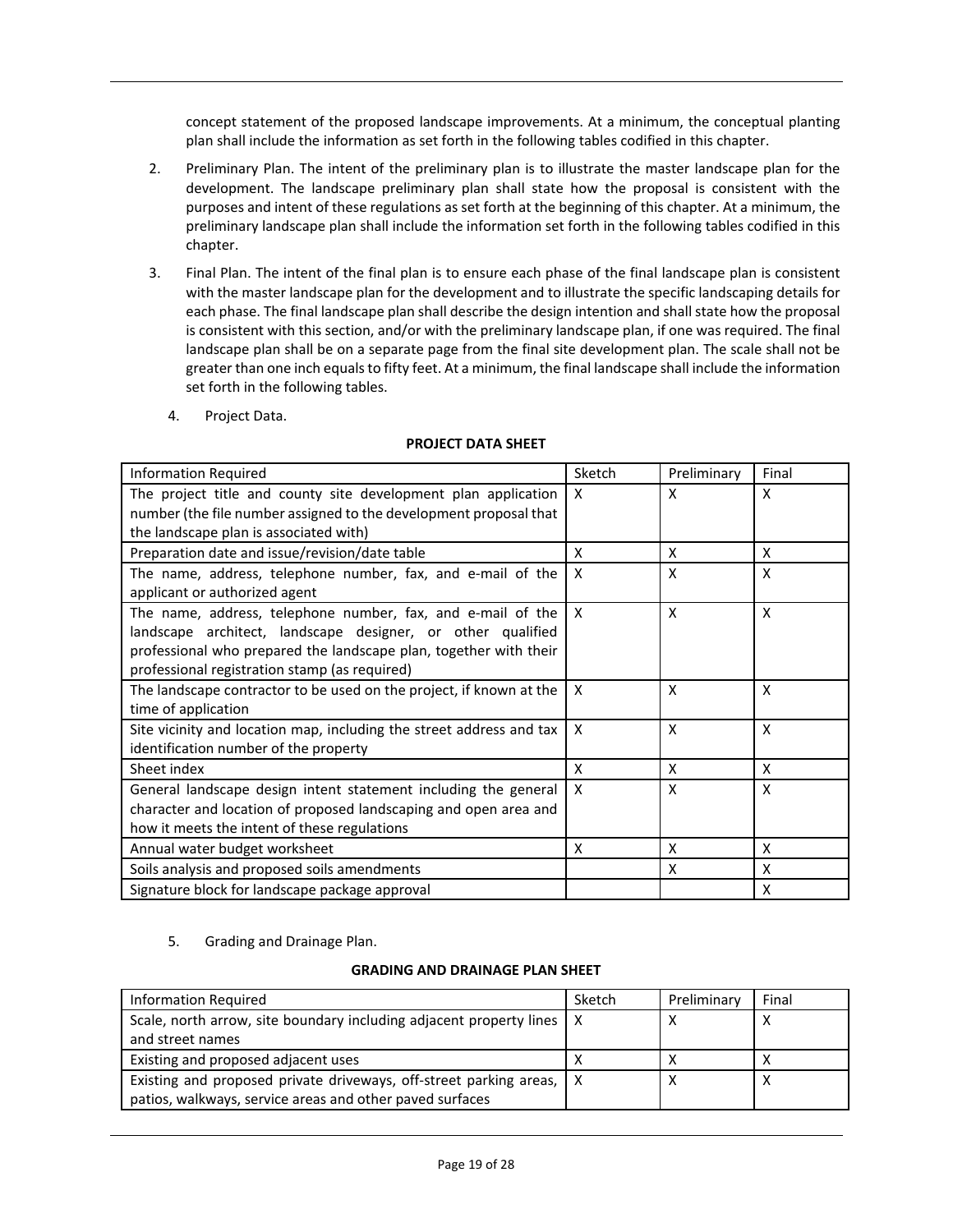concept statement of the proposed landscape improvements. At a minimum, the conceptual planting plan shall include the information as set forth in the following tables codified in this chapter.

2. Preliminary Plan. The intent of the preliminary plan is to illustrate the master landscape plan for the development. The landscape preliminary plan shall state how the proposal is consistent with the purposes and intent of these regulations as set forth at the beginning of this chapter. At a minimum, the preliminary landscape plan shall include the information set forth in the following tables codified in this chapter.

3. Final Plan. The intent of the final plan is to ensure each phase of the final landscape plan is consistent with the master landscape plan for the development and to illustrate the specific landscaping details for each phase. The final landscape plan shall describe the design intention and shall state how the proposal is consistent with this section, and/or with the preliminary landscape plan, if one was required. The final landscape plan shall be on a separate page from the final site development plan. The scale shall not be greater than one inch equals to fifty feet. At a minimum, the final landscape shall include the information set forth in the following tables.

4. Project Data.

**PROJECT DATA SHEET**

| Information Required | Sketch | Preliminary | Final |
|---|---|---|---|
| The project title and county site development plan application number (the file number assigned to the development proposal that the landscape plan is associated with) | X | X | X |
| Preparation date and issue/revision/date table | X | X | X |
| The name, address, telephone number, fax, and e-mail of the applicant or authorized agent | X | X | X |
| The name, address, telephone number, fax, and e-mail of the landscape architect, landscape designer, or other qualified professional who prepared the landscape plan, together with their professional registration stamp (as required) | X | X | X |
| The landscape contractor to be used on the project, if known at the time of application | X | X | X |
| Site vicinity and location map, including the street address and tax identification number of the property | X | X | X |
| Sheet index | X | X | X |
| General landscape design intent statement including the general character and location of proposed landscaping and open area and how it meets the intent of these regulations | X | X | X |
| Annual water budget worksheet | X | X | X |
| Soils analysis and proposed soils amendments | | X | X |
| Signature block for landscape package approval | | | X |

5. Grading and Drainage Plan.

**GRADING AND DRAINAGE PLAN SHEET**

| Information Required | Sketch | Preliminary | Final |
|---|---|---|---|
| Scale, north arrow, site boundary including adjacent property lines and street names | X | X | X |
| Existing and proposed adjacent uses | X | X | X |
| Existing and proposed private driveways, off-street parking areas, patios, walkways, service areas and other paved surfaces | X | X | X |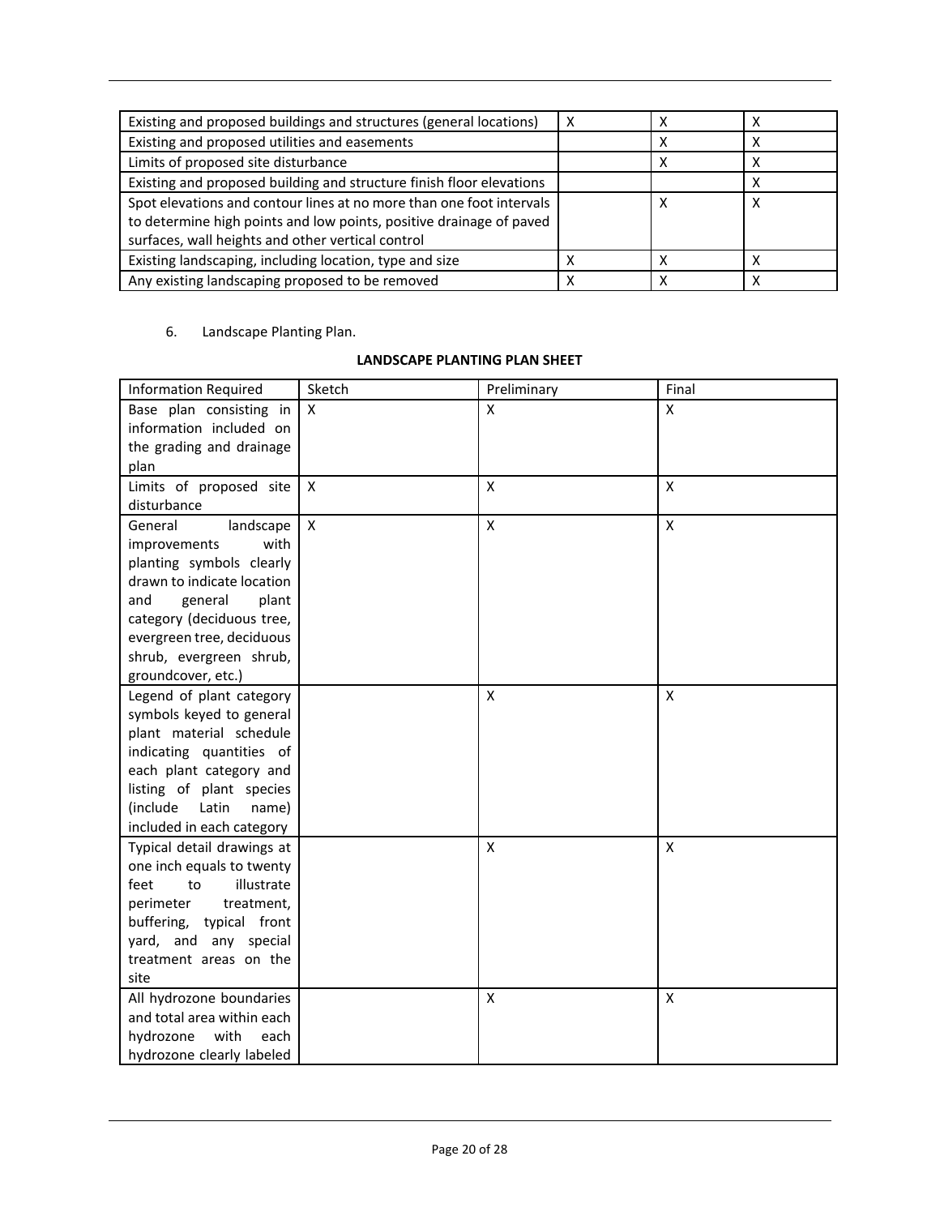| | | | |
|---|---|---|---|
| Existing and proposed buildings and structures (general locations) | X | X | X |
| Existing and proposed utilities and easements | | X | X |
| Limits of proposed site disturbance | | X | X |
| Existing and proposed building and structure finish floor elevations | | | X |
| Spot elevations and contour lines at no more than one foot intervals to determine high points and low points, positive drainage of paved surfaces, wall heights and other vertical control | | X | X |
| Existing landscaping, including location, type and size | X | X | X |
| Any existing landscaping proposed to be removed | X | X | X |

6. Landscape Planting Plan.

**LANDSCAPE PLANTING PLAN SHEET**

| Information Required | Sketch | Preliminary | Final |
|---|---|---|---|
| Base plan consisting in information included on the grading and drainage plan | X | X | X |
| Limits of proposed site disturbance | X | X | X |
| General landscape improvements with planting symbols clearly drawn to indicate location and general plant category (deciduous tree, evergreen tree, deciduous shrub, evergreen shrub, groundcover, etc.) | X | X | X |
| Legend of plant category symbols keyed to general plant material schedule indicating quantities of each plant category and listing of plant species (include Latin name) included in each category | | X | X |
| Typical detail drawings at one inch equals to twenty feet to illustrate perimeter treatment, buffering, typical front yard, and any special treatment areas on the site | | X | X |
| All hydrozone boundaries and total area within each hydrozone with each hydrozone clearly labeled | | X | X |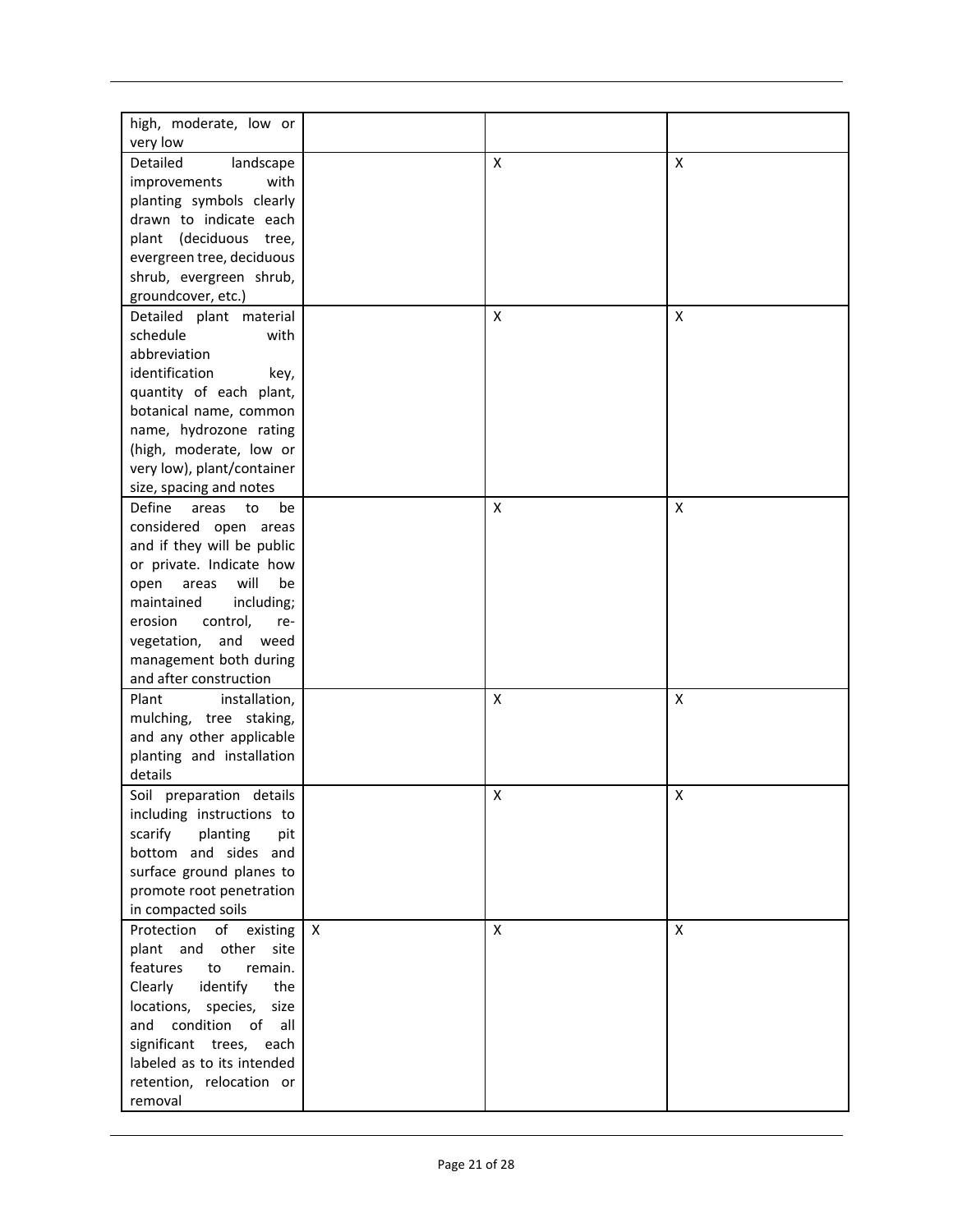| | | | |
|---|---|---|---|
| high, moderate, low or very low | | | |
| Detailed landscape improvements with planting symbols clearly drawn to indicate each plant (deciduous tree, evergreen tree, deciduous shrub, evergreen shrub, groundcover, etc.) | | X | X |
| Detailed plant material schedule with abbreviation identification key, quantity of each plant, botanical name, common name, hydrozone rating (high, moderate, low or very low), plant/container size, spacing and notes | | X | X |
| Define areas to be considered open areas and if they will be public or private. Indicate how open areas will be maintained including; erosion control, re-vegetation, and weed management both during and after construction | | X | X |
| Plant installation, mulching, tree staking, and any other applicable planting and installation details | | X | X |
| Soil preparation details including instructions to scarify planting pit bottom and sides and surface ground planes to promote root penetration in compacted soils | | X | X |
| Protection of existing plant and other site features to remain. Clearly identify the locations, species, size and condition of all significant trees, each labeled as to its intended retention, relocation or removal | X | X | X |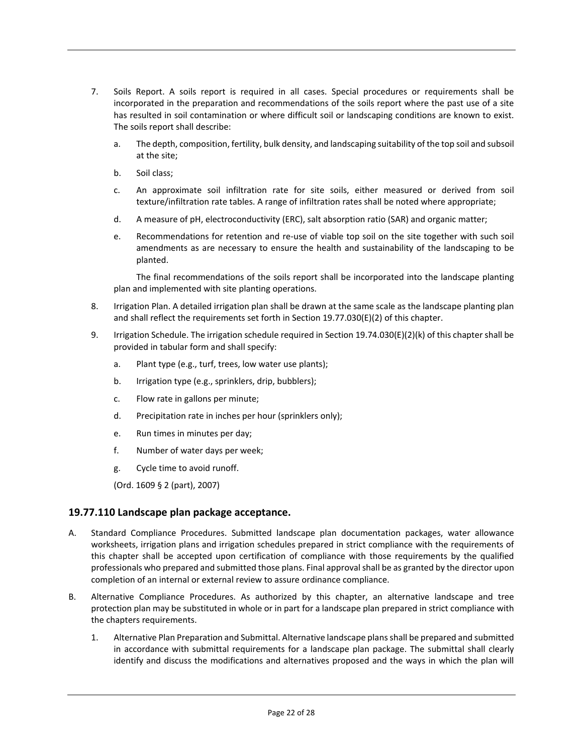7. Soils Report. A soils report is required in all cases. Special procedures or requirements shall be incorporated in the preparation and recommendations of the soils report where the past use of a site has resulted in soil contamination or where difficult soil or landscaping conditions are known to exist. The soils report shall describe:

   a. The depth, composition, fertility, bulk density, and landscaping suitability of the top soil and subsoil at the site;

   b. Soil class;

   c. An approximate soil infiltration rate for site soils, either measured or derived from soil texture/infiltration rate tables. A range of infiltration rates shall be noted where appropriate;

   d. A measure of pH, electroconductivity (ERC), salt absorption ratio (SAR) and organic matter;

   e. Recommendations for retention and re-use of viable top soil on the site together with such soil amendments as are necessary to ensure the health and sustainability of the landscaping to be planted.

   The final recommendations of the soils report shall be incorporated into the landscape planting plan and implemented with site planting operations.

8. Irrigation Plan. A detailed irrigation plan shall be drawn at the same scale as the landscape planting plan and shall reflect the requirements set forth in Section 19.77.030(E)(2) of this chapter.

9. Irrigation Schedule. The irrigation schedule required in Section 19.74.030(E)(2)(k) of this chapter shall be provided in tabular form and shall specify:

   a. Plant type (e.g., turf, trees, low water use plants);

   b. Irrigation type (e.g., sprinklers, drip, bubblers);

   c. Flow rate in gallons per minute;

   d. Precipitation rate in inches per hour (sprinklers only);

   e. Run times in minutes per day;

   f. Number of water days per week;

   g. Cycle time to avoid runoff.

   (Ord. 1609 § 2 (part), 2007)

## 19.77.110 Landscape plan package acceptance.

A. Standard Compliance Procedures. Submitted landscape plan documentation packages, water allowance worksheets, irrigation plans and irrigation schedules prepared in strict compliance with the requirements of this chapter shall be accepted upon certification of compliance with those requirements by the qualified professionals who prepared and submitted those plans. Final approval shall be as granted by the director upon completion of an internal or external review to assure ordinance compliance.

B. Alternative Compliance Procedures. As authorized by this chapter, an alternative landscape and tree protection plan may be substituted in whole or in part for a landscape plan prepared in strict compliance with the chapters requirements.

   1. Alternative Plan Preparation and Submittal. Alternative landscape plans shall be prepared and submitted in accordance with submittal requirements for a landscape plan package. The submittal shall clearly identify and discuss the modifications and alternatives proposed and the ways in which the plan will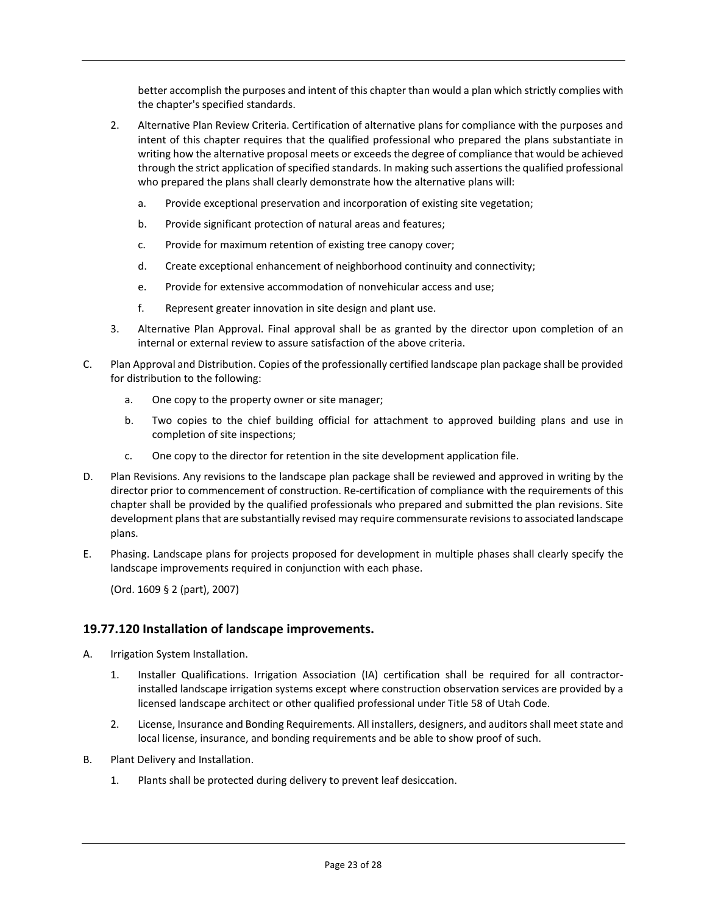better accomplish the purposes and intent of this chapter than would a plan which strictly complies with the chapter's specified standards.

2. Alternative Plan Review Criteria. Certification of alternative plans for compliance with the purposes and intent of this chapter requires that the qualified professional who prepared the plans substantiate in writing how the alternative proposal meets or exceeds the degree of compliance that would be achieved through the strict application of specified standards. In making such assertions the qualified professional who prepared the plans shall clearly demonstrate how the alternative plans will:

   a. Provide exceptional preservation and incorporation of existing site vegetation;

   b. Provide significant protection of natural areas and features;

   c. Provide for maximum retention of existing tree canopy cover;

   d. Create exceptional enhancement of neighborhood continuity and connectivity;

   e. Provide for extensive accommodation of nonvehicular access and use;

   f. Represent greater innovation in site design and plant use.

3. Alternative Plan Approval. Final approval shall be as granted by the director upon completion of an internal or external review to assure satisfaction of the above criteria.

C. Plan Approval and Distribution. Copies of the professionally certified landscape plan package shall be provided for distribution to the following:

   a. One copy to the property owner or site manager;

   b. Two copies to the chief building official for attachment to approved building plans and use in completion of site inspections;

   c. One copy to the director for retention in the site development application file.

D. Plan Revisions. Any revisions to the landscape plan package shall be reviewed and approved in writing by the director prior to commencement of construction. Re-certification of compliance with the requirements of this chapter shall be provided by the qualified professionals who prepared and submitted the plan revisions. Site development plans that are substantially revised may require commensurate revisions to associated landscape plans.

E. Phasing. Landscape plans for projects proposed for development in multiple phases shall clearly specify the landscape improvements required in conjunction with each phase.

(Ord. 1609 § 2 (part), 2007)

## 19.77.120 Installation of landscape improvements.

A. Irrigation System Installation.

   1. Installer Qualifications. Irrigation Association (IA) certification shall be required for all contractor-installed landscape irrigation systems except where construction observation services are provided by a licensed landscape architect or other qualified professional under Title 58 of Utah Code.

   2. License, Insurance and Bonding Requirements. All installers, designers, and auditors shall meet state and local license, insurance, and bonding requirements and be able to show proof of such.

B. Plant Delivery and Installation.

   1. Plants shall be protected during delivery to prevent leaf desiccation.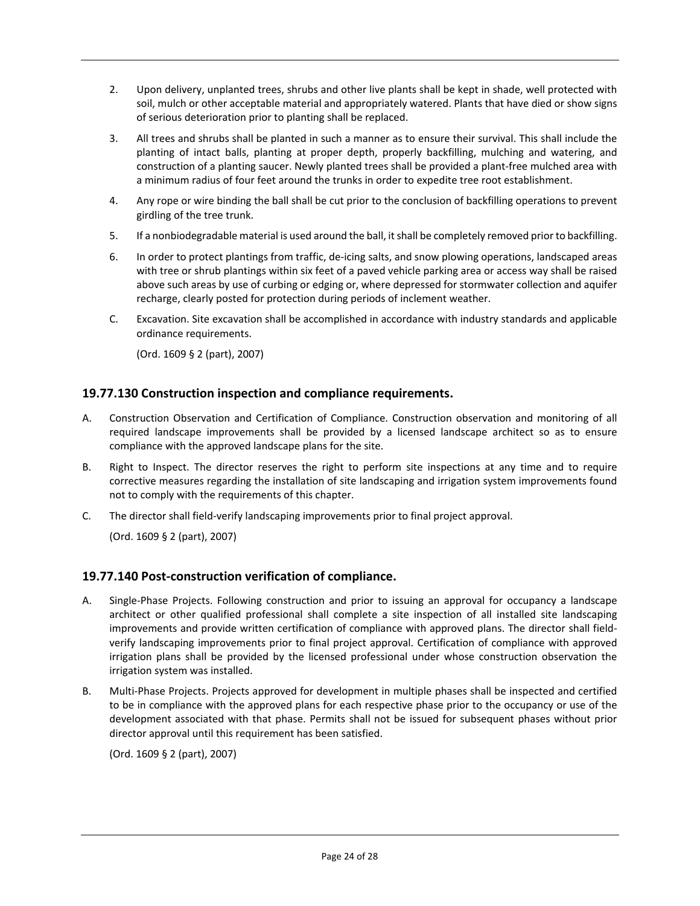2. Upon delivery, unplanted trees, shrubs and other live plants shall be kept in shade, well protected with soil, mulch or other acceptable material and appropriately watered. Plants that have died or show signs of serious deterioration prior to planting shall be replaced.

3. All trees and shrubs shall be planted in such a manner as to ensure their survival. This shall include the planting of intact balls, planting at proper depth, properly backfilling, mulching and watering, and construction of a planting saucer. Newly planted trees shall be provided a plant-free mulched area with a minimum radius of four feet around the trunks in order to expedite tree root establishment.

4. Any rope or wire binding the ball shall be cut prior to the conclusion of backfilling operations to prevent girdling of the tree trunk.

5. If a nonbiodegradable material is used around the ball, it shall be completely removed prior to backfilling.

6. In order to protect plantings from traffic, de-icing salts, and snow plowing operations, landscaped areas with tree or shrub plantings within six feet of a paved vehicle parking area or access way shall be raised above such areas by use of curbing or edging or, where depressed for stormwater collection and aquifer recharge, clearly posted for protection during periods of inclement weather.

C. Excavation. Site excavation shall be accomplished in accordance with industry standards and applicable ordinance requirements.

(Ord. 1609 § 2 (part), 2007)

## 19.77.130 Construction inspection and compliance requirements.

A. Construction Observation and Certification of Compliance. Construction observation and monitoring of all required landscape improvements shall be provided by a licensed landscape architect so as to ensure compliance with the approved landscape plans for the site.

B. Right to Inspect. The director reserves the right to perform site inspections at any time and to require corrective measures regarding the installation of site landscaping and irrigation system improvements found not to comply with the requirements of this chapter.

C. The director shall field-verify landscaping improvements prior to final project approval.

(Ord. 1609 § 2 (part), 2007)

## 19.77.140 Post-construction verification of compliance.

A. Single-Phase Projects. Following construction and prior to issuing an approval for occupancy a landscape architect or other qualified professional shall complete a site inspection of all installed site landscaping improvements and provide written certification of compliance with approved plans. The director shall field-verify landscaping improvements prior to final project approval. Certification of compliance with approved irrigation plans shall be provided by the licensed professional under whose construction observation the irrigation system was installed.

B. Multi-Phase Projects. Projects approved for development in multiple phases shall be inspected and certified to be in compliance with the approved plans for each respective phase prior to the occupancy or use of the development associated with that phase. Permits shall not be issued for subsequent phases without prior director approval until this requirement has been satisfied.

(Ord. 1609 § 2 (part), 2007)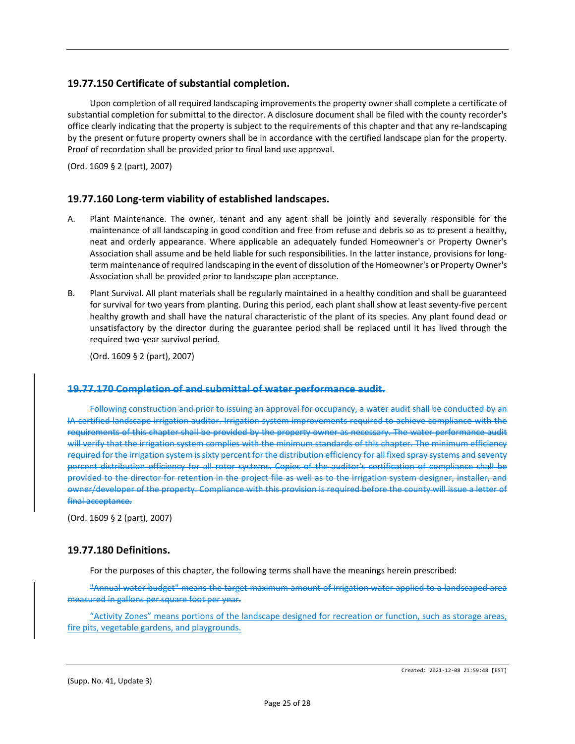## 19.77.150 Certificate of substantial completion.

Upon completion of all required landscaping improvements the property owner shall complete a certificate of substantial completion for submittal to the director. A disclosure document shall be filed with the county recorder's office clearly indicating that the property is subject to the requirements of this chapter and that any re-landscaping by the present or future property owners shall be in accordance with the certified landscape plan for the property. Proof of recordation shall be provided prior to final land use approval.

(Ord. 1609 § 2 (part), 2007)

## 19.77.160 Long-term viability of established landscapes.

A. Plant Maintenance. The owner, tenant and any agent shall be jointly and severally responsible for the maintenance of all landscaping in good condition and free from refuse and debris so as to present a healthy, neat and orderly appearance. Where applicable an adequately funded Homeowner's or Property Owner's Association shall assume and be held liable for such responsibilities. In the latter instance, provisions for long-term maintenance of required landscaping in the event of dissolution of the Homeowner's or Property Owner's Association shall be provided prior to landscape plan acceptance.

B. Plant Survival. All plant materials shall be regularly maintained in a healthy condition and shall be guaranteed for survival for two years from planting. During this period, each plant shall show at least seventy-five percent healthy growth and shall have the natural characteristic of the plant of its species. Any plant found dead or unsatisfactory by the director during the guarantee period shall be replaced until it has lived through the required two-year survival period.

(Ord. 1609 § 2 (part), 2007)

## ~~19.77.170 Completion of and submittal of water performance audit.~~

~~Following construction and prior to issuing an approval for occupancy, a water audit shall be conducted by an IA certified landscape irrigation auditor. Irrigation system improvements required to achieve compliance with the requirements of this chapter shall be provided by the property owner as necessary. The water performance audit will verify that the irrigation system complies with the minimum standards of this chapter. The minimum efficiency required for the irrigation system is sixty percent for the distribution efficiency for all fixed spray systems and seventy percent distribution efficiency for all rotor systems. Copies of the auditor's certification of compliance shall be provided to the director for retention in the project file as well as to the irrigation system designer, installer, and owner/developer of the property. Compliance with this provision is required before the county will issue a letter of final acceptance.~~

(Ord. 1609 § 2 (part), 2007)

## 19.77.180 Definitions.

For the purposes of this chapter, the following terms shall have the meanings herein prescribed:

~~"Annual water budget" means the target maximum amount of irrigation water applied to a landscaped area measured in gallons per square foot per year.~~

<u>"Activity Zones" means portions of the landscape designed for recreation or function, such as storage areas, fire pits, vegetable gardens, and playgrounds.</u>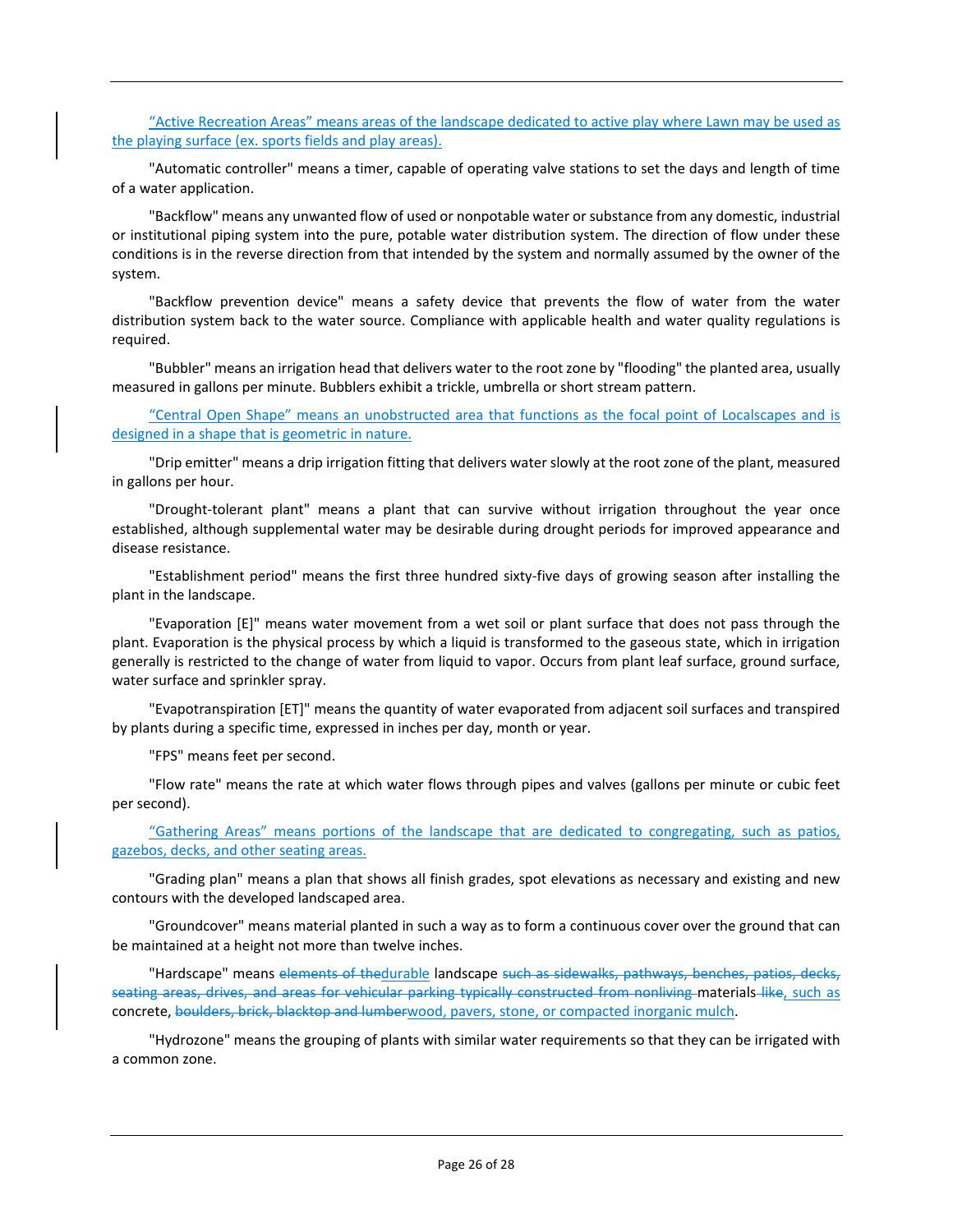"Active Recreation Areas" means areas of the landscape dedicated to active play where Lawn may be used as the playing surface (ex. sports fields and play areas).

"Automatic controller" means a timer, capable of operating valve stations to set the days and length of time of a water application.

"Backflow" means any unwanted flow of used or nonpotable water or substance from any domestic, industrial or institutional piping system into the pure, potable water distribution system. The direction of flow under these conditions is in the reverse direction from that intended by the system and normally assumed by the owner of the system.

"Backflow prevention device" means a safety device that prevents the flow of water from the water distribution system back to the water source. Compliance with applicable health and water quality regulations is required.

"Bubbler" means an irrigation head that delivers water to the root zone by "flooding" the planted area, usually measured in gallons per minute. Bubblers exhibit a trickle, umbrella or short stream pattern.

"Central Open Shape" means an unobstructed area that functions as the focal point of Localscapes and is designed in a shape that is geometric in nature.

"Drip emitter" means a drip irrigation fitting that delivers water slowly at the root zone of the plant, measured in gallons per hour.

"Drought-tolerant plant" means a plant that can survive without irrigation throughout the year once established, although supplemental water may be desirable during drought periods for improved appearance and disease resistance.

"Establishment period" means the first three hundred sixty-five days of growing season after installing the plant in the landscape.

"Evaporation [E]" means water movement from a wet soil or plant surface that does not pass through the plant. Evaporation is the physical process by which a liquid is transformed to the gaseous state, which in irrigation generally is restricted to the change of water from liquid to vapor. Occurs from plant leaf surface, ground surface, water surface and sprinkler spray.

"Evapotranspiration [ET]" means the quantity of water evaporated from adjacent soil surfaces and transpired by plants during a specific time, expressed in inches per day, month or year.

"FPS" means feet per second.

"Flow rate" means the rate at which water flows through pipes and valves (gallons per minute or cubic feet per second).

"Gathering Areas" means portions of the landscape that are dedicated to congregating, such as patios, gazebos, decks, and other seating areas.

"Grading plan" means a plan that shows all finish grades, spot elevations as necessary and existing and new contours with the developed landscaped area.

"Groundcover" means material planted in such a way as to form a continuous cover over the ground that can be maintained at a height not more than twelve inches.

"Hardscape" means ~~elements of the~~durable landscape ~~such as sidewalks, pathways, benches, patios, decks, seating areas, drives, and areas for vehicular parking typically constructed from nonliving~~ materials ~~like~~, such as concrete, ~~boulders, brick, blacktop and lumber~~wood, pavers, stone, or compacted inorganic mulch.

"Hydrozone" means the grouping of plants with similar water requirements so that they can be irrigated with a common zone.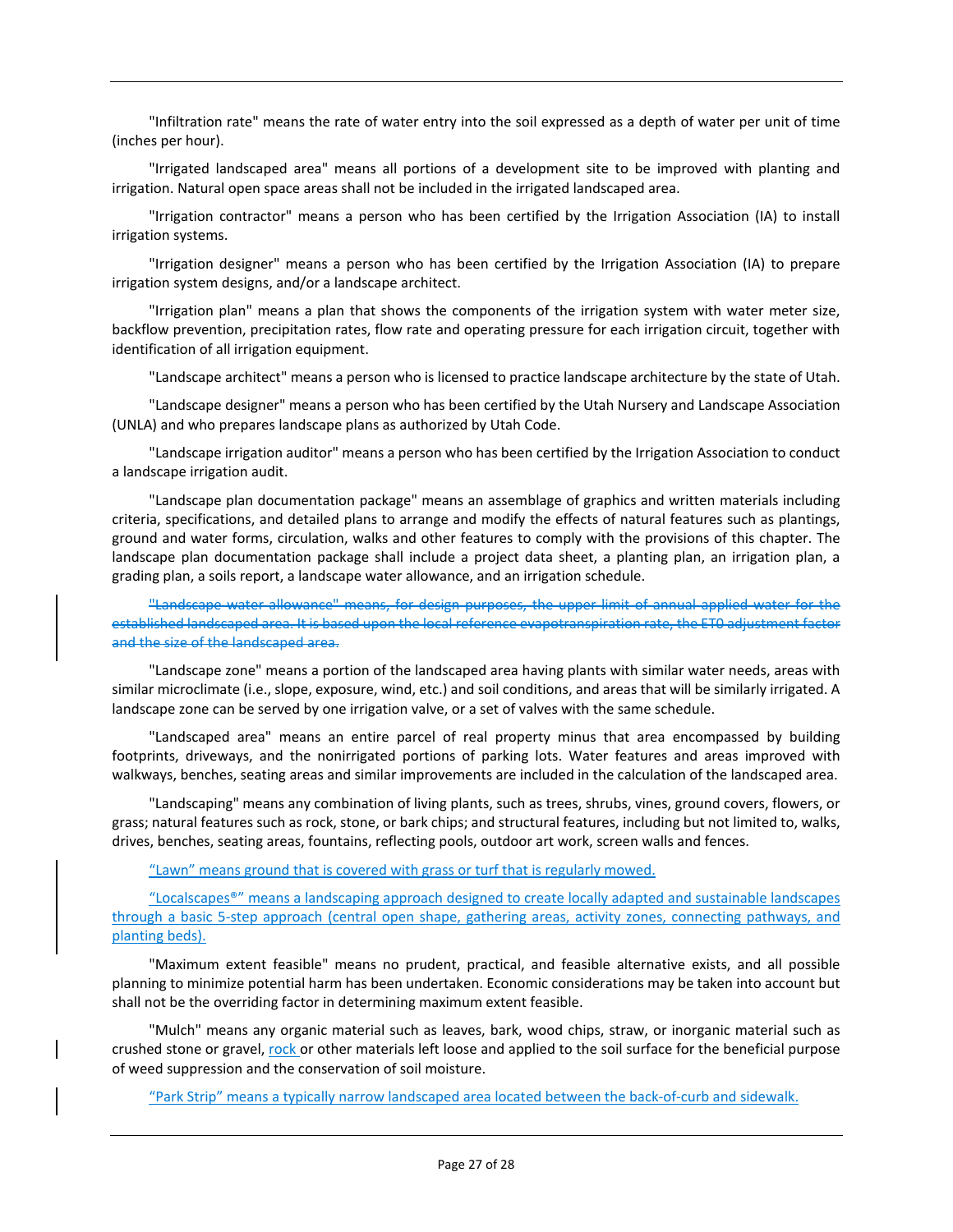"Infiltration rate" means the rate of water entry into the soil expressed as a depth of water per unit of time (inches per hour).

"Irrigated landscaped area" means all portions of a development site to be improved with planting and irrigation. Natural open space areas shall not be included in the irrigated landscaped area.

"Irrigation contractor" means a person who has been certified by the Irrigation Association (IA) to install irrigation systems.

"Irrigation designer" means a person who has been certified by the Irrigation Association (IA) to prepare irrigation system designs, and/or a landscape architect.

"Irrigation plan" means a plan that shows the components of the irrigation system with water meter size, backflow prevention, precipitation rates, flow rate and operating pressure for each irrigation circuit, together with identification of all irrigation equipment.

"Landscape architect" means a person who is licensed to practice landscape architecture by the state of Utah.

"Landscape designer" means a person who has been certified by the Utah Nursery and Landscape Association (UNLA) and who prepares landscape plans as authorized by Utah Code.

"Landscape irrigation auditor" means a person who has been certified by the Irrigation Association to conduct a landscape irrigation audit.

"Landscape plan documentation package" means an assemblage of graphics and written materials including criteria, specifications, and detailed plans to arrange and modify the effects of natural features such as plantings, ground and water forms, circulation, walks and other features to comply with the provisions of this chapter. The landscape plan documentation package shall include a project data sheet, a planting plan, an irrigation plan, a grading plan, a soils report, a landscape water allowance, and an irrigation schedule.

~~"Landscape water allowance" means, for design purposes, the upper limit of annual applied water for the established landscaped area. It is based upon the local reference evapotranspiration rate, the ET0 adjustment factor and the size of the landscaped area.~~

"Landscape zone" means a portion of the landscaped area having plants with similar water needs, areas with similar microclimate (i.e., slope, exposure, wind, etc.) and soil conditions, and areas that will be similarly irrigated. A landscape zone can be served by one irrigation valve, or a set of valves with the same schedule.

"Landscaped area" means an entire parcel of real property minus that area encompassed by building footprints, driveways, and the nonirrigated portions of parking lots. Water features and areas improved with walkways, benches, seating areas and similar improvements are included in the calculation of the landscaped area.

"Landscaping" means any combination of living plants, such as trees, shrubs, vines, ground covers, flowers, or grass; natural features such as rock, stone, or bark chips; and structural features, including but not limited to, walks, drives, benches, seating areas, fountains, reflecting pools, outdoor art work, screen walls and fences.

<u>"Lawn" means ground that is covered with grass or turf that is regularly mowed.</u>

<u>"Localscapes®" means a landscaping approach designed to create locally adapted and sustainable landscapes through a basic 5-step approach (central open shape, gathering areas, activity zones, connecting pathways, and planting beds).</u>

"Maximum extent feasible" means no prudent, practical, and feasible alternative exists, and all possible planning to minimize potential harm has been undertaken. Economic considerations may be taken into account but shall not be the overriding factor in determining maximum extent feasible.

"Mulch" means any organic material such as leaves, bark, wood chips, straw, or inorganic material such as crushed stone or gravel, <u>rock</u> or other materials left loose and applied to the soil surface for the beneficial purpose of weed suppression and the conservation of soil moisture.

<u>"Park Strip" means a typically narrow landscaped area located between the back-of-curb and sidewalk.</u>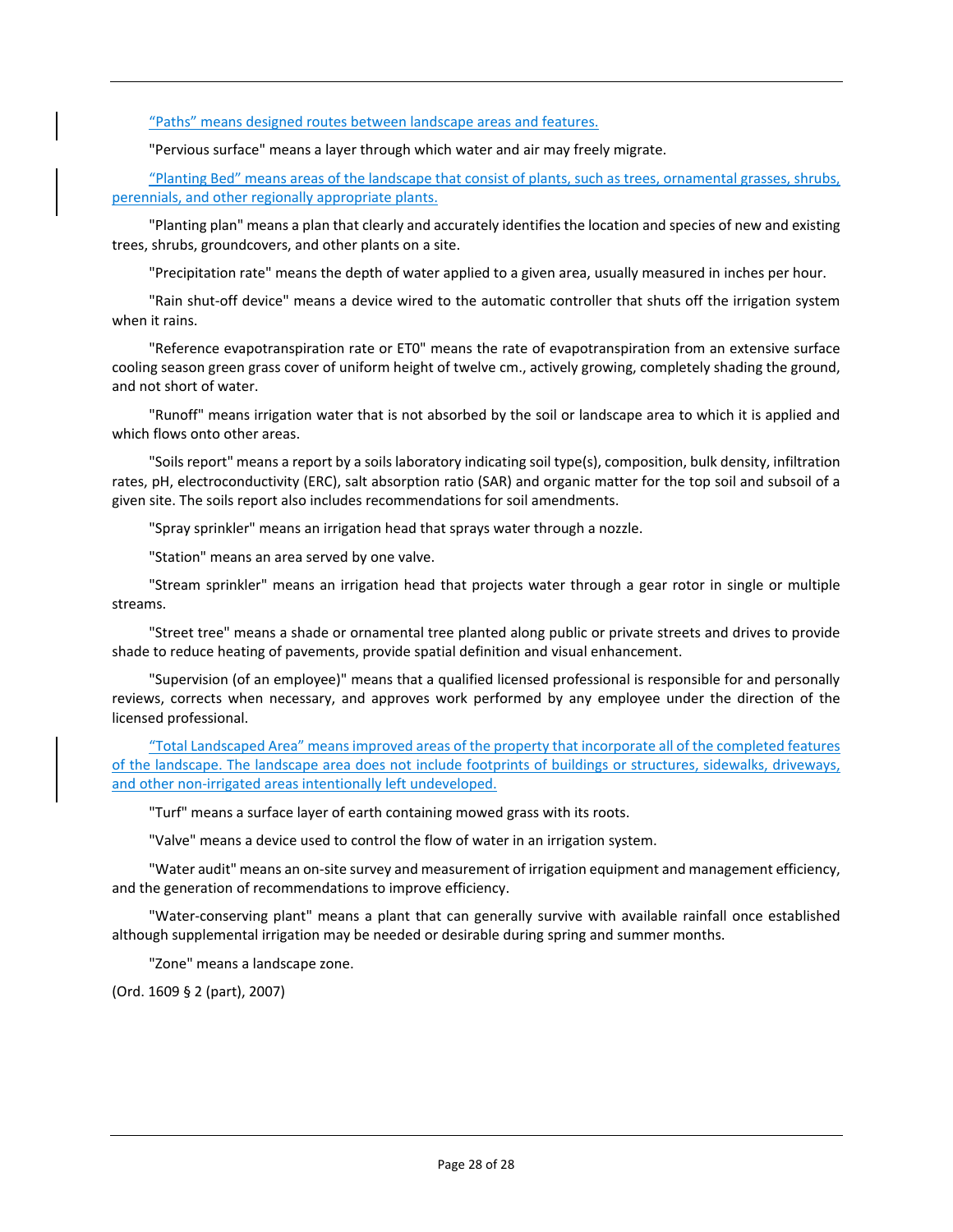“Paths” means designed routes between landscape areas and features.

"Pervious surface" means a layer through which water and air may freely migrate.

“Planting Bed” means areas of the landscape that consist of plants, such as trees, ornamental grasses, shrubs, perennials, and other regionally appropriate plants.

"Planting plan" means a plan that clearly and accurately identifies the location and species of new and existing trees, shrubs, groundcovers, and other plants on a site.

"Precipitation rate" means the depth of water applied to a given area, usually measured in inches per hour.

"Rain shut-off device" means a device wired to the automatic controller that shuts off the irrigation system when it rains.

"Reference evapotranspiration rate or ET0" means the rate of evapotranspiration from an extensive surface cooling season green grass cover of uniform height of twelve cm., actively growing, completely shading the ground, and not short of water.

"Runoff" means irrigation water that is not absorbed by the soil or landscape area to which it is applied and which flows onto other areas.

"Soils report" means a report by a soils laboratory indicating soil type(s), composition, bulk density, infiltration rates, pH, electroconductivity (ERC), salt absorption ratio (SAR) and organic matter for the top soil and subsoil of a given site. The soils report also includes recommendations for soil amendments.

"Spray sprinkler" means an irrigation head that sprays water through a nozzle.

"Station" means an area served by one valve.

"Stream sprinkler" means an irrigation head that projects water through a gear rotor in single or multiple streams.

"Street tree" means a shade or ornamental tree planted along public or private streets and drives to provide shade to reduce heating of pavements, provide spatial definition and visual enhancement.

"Supervision (of an employee)" means that a qualified licensed professional is responsible for and personally reviews, corrects when necessary, and approves work performed by any employee under the direction of the licensed professional.

“Total Landscaped Area” means improved areas of the property that incorporate all of the completed features of the landscape. The landscape area does not include footprints of buildings or structures, sidewalks, driveways, and other non-irrigated areas intentionally left undeveloped.

"Turf" means a surface layer of earth containing mowed grass with its roots.

"Valve" means a device used to control the flow of water in an irrigation system.

"Water audit" means an on-site survey and measurement of irrigation equipment and management efficiency, and the generation of recommendations to improve efficiency.

"Water-conserving plant" means a plant that can generally survive with available rainfall once established although supplemental irrigation may be needed or desirable during spring and summer months.

"Zone" means a landscape zone.

(Ord. 1609 § 2 (part), 2007)